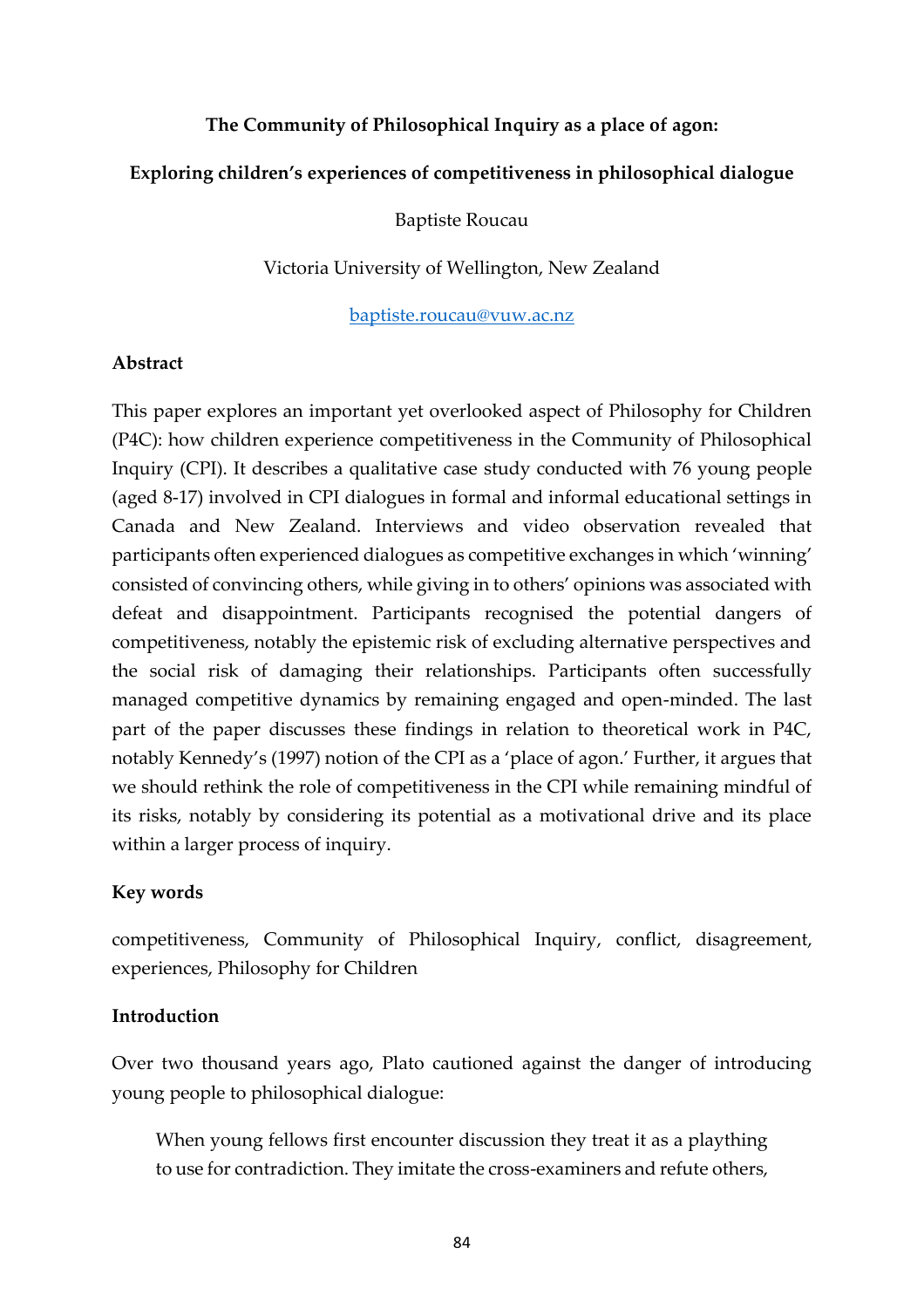**The Community of Philosophical Inquiry as a place of agon:**

**Exploring children's experiences of competitiveness in philosophical dialogue**

Baptiste Roucau

Victoria University of Wellington, New Zealand

baptiste.roucau@vuw.ac.nz

## Abstract

This paper explores an important yet overlooked aspect of Philosophy for Children (P4C): how children experience competitiveness in the Community of Philosophical Inquiry (CPI). It describes a qualitative case study conducted with 76 young people (aged 8-17) involved in CPI dialogues in formal and informal educational settings in Canada and New Zealand. Interviews and video observation revealed that participants often experienced dialogues as competitive exchanges in which 'winning' consisted of convincing others, while giving in to others' opinions was associated with defeat and disappointment. Participants recognised the potential dangers of competitiveness, notably the epistemic risk of excluding alternative perspectives and the social risk of damaging their relationships. Participants often successfully managed competitive dynamics by remaining engaged and open-minded. The last part of the paper discusses these findings in relation to theoretical work in P4C, notably Kennedy's (1997) notion of the CPI as a 'place of agon.' Further, it argues that we should rethink the role of competitiveness in the CPI while remaining mindful of its risks, notably by considering its potential as a motivational drive and its place within a larger process of inquiry.

## Key words

competitiveness, Community of Philosophical Inquiry, conflict, disagreement, experiences, Philosophy for Children

## Introduction

Over two thousand years ago, Plato cautioned against the danger of introducing young people to philosophical dialogue:

> When young fellows first encounter discussion they treat it as a plaything to use for contradiction. They imitate the cross-examiners and refute others,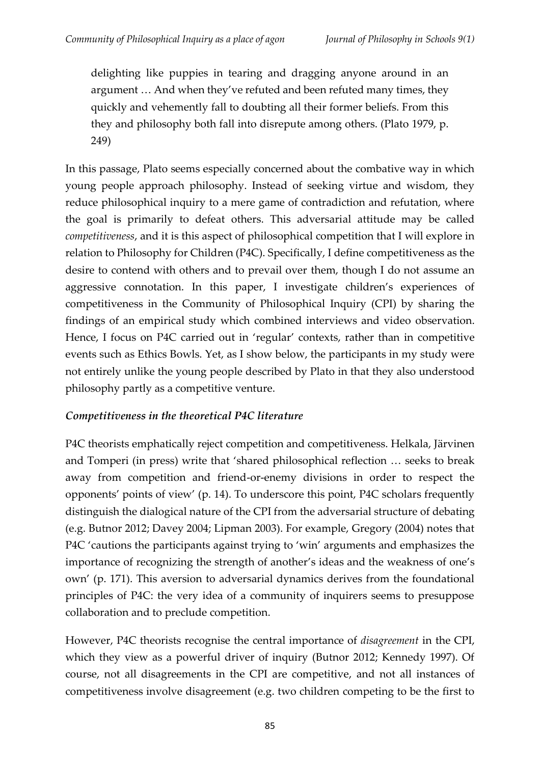> delighting like puppies in tearing and dragging anyone around in an argument … And when they've refuted and been refuted many times, they quickly and vehemently fall to doubting all their former beliefs. From this they and philosophy both fall into disrepute among others. (Plato 1979, p. 249)

In this passage, Plato seems especially concerned about the combative way in which young people approach philosophy. Instead of seeking virtue and wisdom, they reduce philosophical inquiry to a mere game of contradiction and refutation, where the goal is primarily to defeat others. This adversarial attitude may be called *competitiveness*, and it is this aspect of philosophical competition that I will explore in relation to Philosophy for Children (P4C). Specifically, I define competitiveness as the desire to contend with others and to prevail over them, though I do not assume an aggressive connotation. In this paper, I investigate children's experiences of competitiveness in the Community of Philosophical Inquiry (CPI) by sharing the findings of an empirical study which combined interviews and video observation. Hence, I focus on P4C carried out in 'regular' contexts, rather than in competitive events such as Ethics Bowls. Yet, as I show below, the participants in my study were not entirely unlike the young people described by Plato in that they also understood philosophy partly as a competitive venture.

### *Competitiveness in the theoretical P4C literature*

P4C theorists emphatically reject competition and competitiveness. Helkala, Järvinen and Tomperi (in press) write that 'shared philosophical reflection … seeks to break away from competition and friend-or-enemy divisions in order to respect the opponents' points of view' (p. 14). To underscore this point, P4C scholars frequently distinguish the dialogical nature of the CPI from the adversarial structure of debating (e.g. Butnor 2012; Davey 2004; Lipman 2003). For example, Gregory (2004) notes that P4C 'cautions the participants against trying to 'win' arguments and emphasizes the importance of recognizing the strength of another's ideas and the weakness of one's own' (p. 171). This aversion to adversarial dynamics derives from the foundational principles of P4C: the very idea of a community of inquirers seems to presuppose collaboration and to preclude competition.

However, P4C theorists recognise the central importance of *disagreement* in the CPI, which they view as a powerful driver of inquiry (Butnor 2012; Kennedy 1997). Of course, not all disagreements in the CPI are competitive, and not all instances of competitiveness involve disagreement (e.g. two children competing to be the first to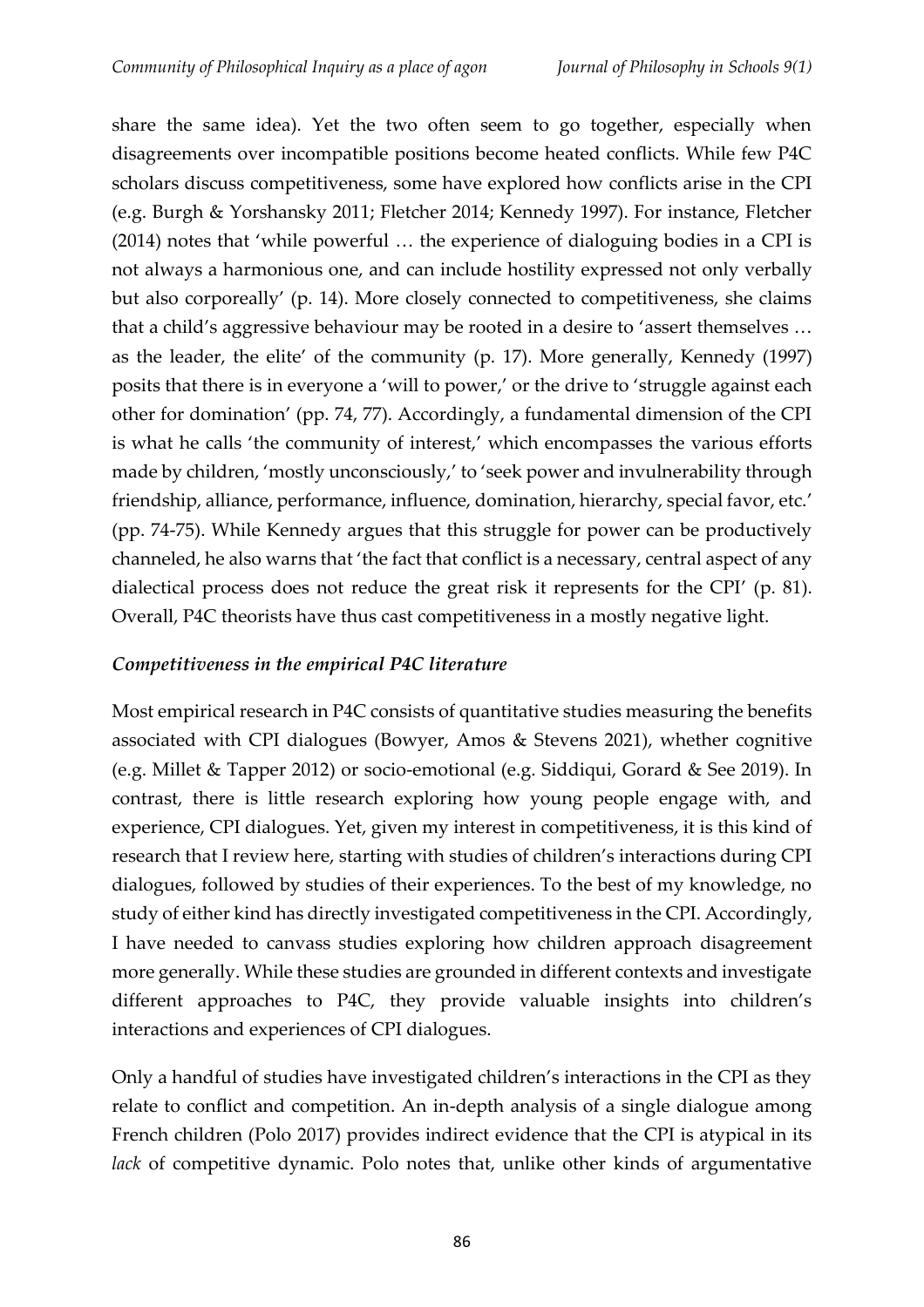share the same idea). Yet the two often seem to go together, especially when disagreements over incompatible positions become heated conflicts. While few P4C scholars discuss competitiveness, some have explored how conflicts arise in the CPI (e.g. Burgh & Yorshansky 2011; Fletcher 2014; Kennedy 1997). For instance, Fletcher (2014) notes that 'while powerful … the experience of dialoguing bodies in a CPI is not always a harmonious one, and can include hostility expressed not only verbally but also corporeally' (p. 14). More closely connected to competitiveness, she claims that a child's aggressive behaviour may be rooted in a desire to 'assert themselves … as the leader, the elite' of the community (p. 17). More generally, Kennedy (1997) posits that there is in everyone a 'will to power,' or the drive to 'struggle against each other for domination' (pp. 74, 77). Accordingly, a fundamental dimension of the CPI is what he calls 'the community of interest,' which encompasses the various efforts made by children, 'mostly unconsciously,' to 'seek power and invulnerability through friendship, alliance, performance, influence, domination, hierarchy, special favor, etc.' (pp. 74-75). While Kennedy argues that this struggle for power can be productively channeled, he also warns that 'the fact that conflict is a necessary, central aspect of any dialectical process does not reduce the great risk it represents for the CPI' (p. 81). Overall, P4C theorists have thus cast competitiveness in a mostly negative light.

### *Competitiveness in the empirical P4C literature*

Most empirical research in P4C consists of quantitative studies measuring the benefits associated with CPI dialogues (Bowyer, Amos & Stevens 2021), whether cognitive (e.g. Millet & Tapper 2012) or socio-emotional (e.g. Siddiqui, Gorard & See 2019). In contrast, there is little research exploring how young people engage with, and experience, CPI dialogues. Yet, given my interest in competitiveness, it is this kind of research that I review here, starting with studies of children's interactions during CPI dialogues, followed by studies of their experiences. To the best of my knowledge, no study of either kind has directly investigated competitiveness in the CPI. Accordingly, I have needed to canvass studies exploring how children approach disagreement more generally. While these studies are grounded in different contexts and investigate different approaches to P4C, they provide valuable insights into children's interactions and experiences of CPI dialogues.

Only a handful of studies have investigated children's interactions in the CPI as they relate to conflict and competition. An in-depth analysis of a single dialogue among French children (Polo 2017) provides indirect evidence that the CPI is atypical in its *lack* of competitive dynamic. Polo notes that, unlike other kinds of argumentative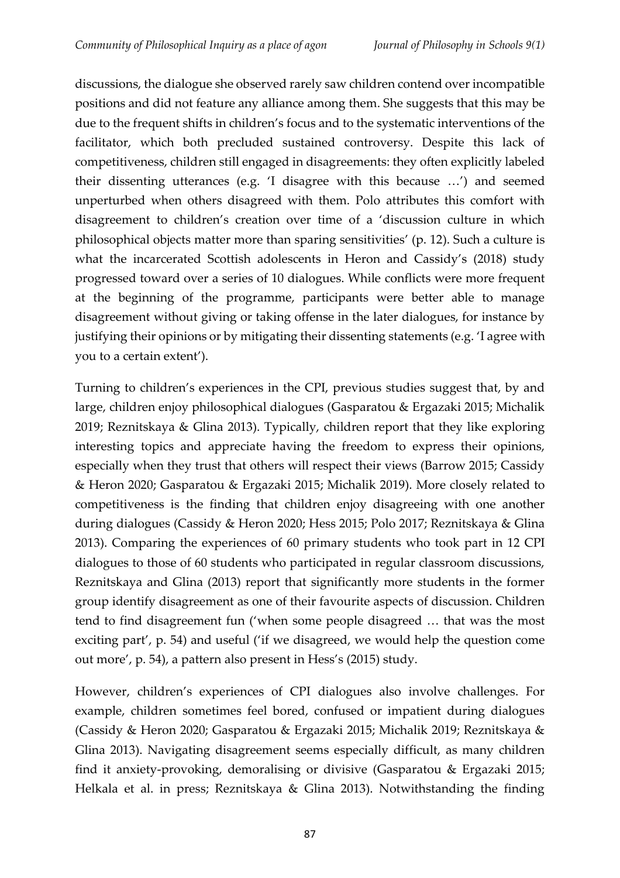discussions, the dialogue she observed rarely saw children contend over incompatible positions and did not feature any alliance among them. She suggests that this may be due to the frequent shifts in children's focus and to the systematic interventions of the facilitator, which both precluded sustained controversy. Despite this lack of competitiveness, children still engaged in disagreements: they often explicitly labeled their dissenting utterances (e.g. 'I disagree with this because …') and seemed unperturbed when others disagreed with them. Polo attributes this comfort with disagreement to children's creation over time of a 'discussion culture in which philosophical objects matter more than sparing sensitivities' (p. 12). Such a culture is what the incarcerated Scottish adolescents in Heron and Cassidy's (2018) study progressed toward over a series of 10 dialogues. While conflicts were more frequent at the beginning of the programme, participants were better able to manage disagreement without giving or taking offense in the later dialogues, for instance by justifying their opinions or by mitigating their dissenting statements (e.g. 'I agree with you to a certain extent').

Turning to children's experiences in the CPI, previous studies suggest that, by and large, children enjoy philosophical dialogues (Gasparatou & Ergazaki 2015; Michalik 2019; Reznitskaya & Glina 2013). Typically, children report that they like exploring interesting topics and appreciate having the freedom to express their opinions, especially when they trust that others will respect their views (Barrow 2015; Cassidy & Heron 2020; Gasparatou & Ergazaki 2015; Michalik 2019). More closely related to competitiveness is the finding that children enjoy disagreeing with one another during dialogues (Cassidy & Heron 2020; Hess 2015; Polo 2017; Reznitskaya & Glina 2013). Comparing the experiences of 60 primary students who took part in 12 CPI dialogues to those of 60 students who participated in regular classroom discussions, Reznitskaya and Glina (2013) report that significantly more students in the former group identify disagreement as one of their favourite aspects of discussion. Children tend to find disagreement fun ('when some people disagreed … that was the most exciting part', p. 54) and useful ('if we disagreed, we would help the question come out more', p. 54), a pattern also present in Hess's (2015) study.

However, children's experiences of CPI dialogues also involve challenges. For example, children sometimes feel bored, confused or impatient during dialogues (Cassidy & Heron 2020; Gasparatou & Ergazaki 2015; Michalik 2019; Reznitskaya & Glina 2013). Navigating disagreement seems especially difficult, as many children find it anxiety-provoking, demoralising or divisive (Gasparatou & Ergazaki 2015; Helkala et al. in press; Reznitskaya & Glina 2013). Notwithstanding the finding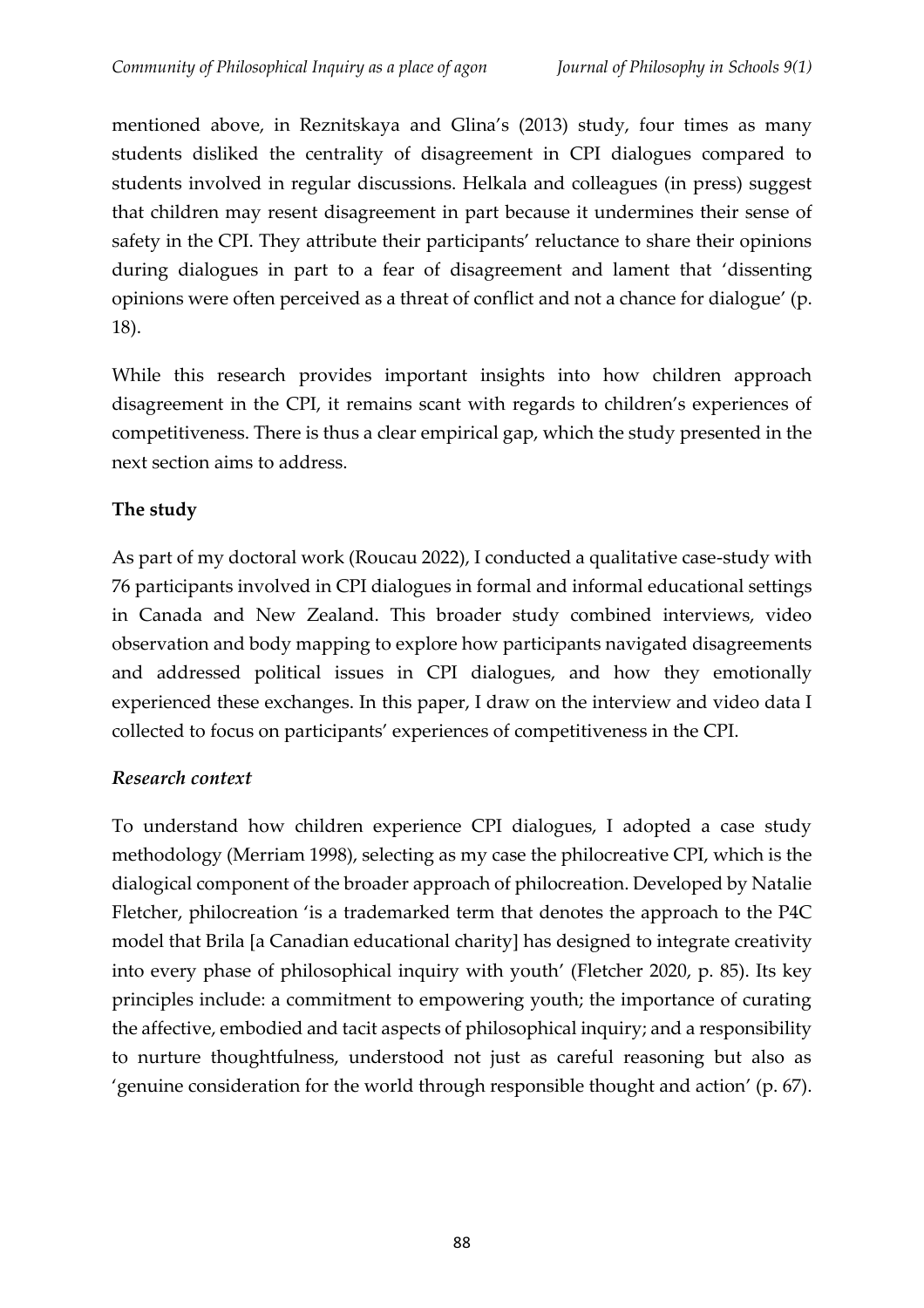mentioned above, in Reznitskaya and Glina's (2013) study, four times as many students disliked the centrality of disagreement in CPI dialogues compared to students involved in regular discussions. Helkala and colleagues (in press) suggest that children may resent disagreement in part because it undermines their sense of safety in the CPI. They attribute their participants' reluctance to share their opinions during dialogues in part to a fear of disagreement and lament that 'dissenting opinions were often perceived as a threat of conflict and not a chance for dialogue' (p. 18).

While this research provides important insights into how children approach disagreement in the CPI, it remains scant with regards to children's experiences of competitiveness. There is thus a clear empirical gap, which the study presented in the next section aims to address.

**The study**

As part of my doctoral work (Roucau 2022), I conducted a qualitative case-study with 76 participants involved in CPI dialogues in formal and informal educational settings in Canada and New Zealand. This broader study combined interviews, video observation and body mapping to explore how participants navigated disagreements and addressed political issues in CPI dialogues, and how they emotionally experienced these exchanges. In this paper, I draw on the interview and video data I collected to focus on participants' experiences of competitiveness in the CPI.

***Research context***

To understand how children experience CPI dialogues, I adopted a case study methodology (Merriam 1998), selecting as my case the philocreative CPI, which is the dialogical component of the broader approach of philocreation. Developed by Natalie Fletcher, philocreation 'is a trademarked term that denotes the approach to the P4C model that Brila [a Canadian educational charity] has designed to integrate creativity into every phase of philosophical inquiry with youth' (Fletcher 2020, p. 85). Its key principles include: a commitment to empowering youth; the importance of curating the affective, embodied and tacit aspects of philosophical inquiry; and a responsibility to nurture thoughtfulness, understood not just as careful reasoning but also as 'genuine consideration for the world through responsible thought and action' (p. 67).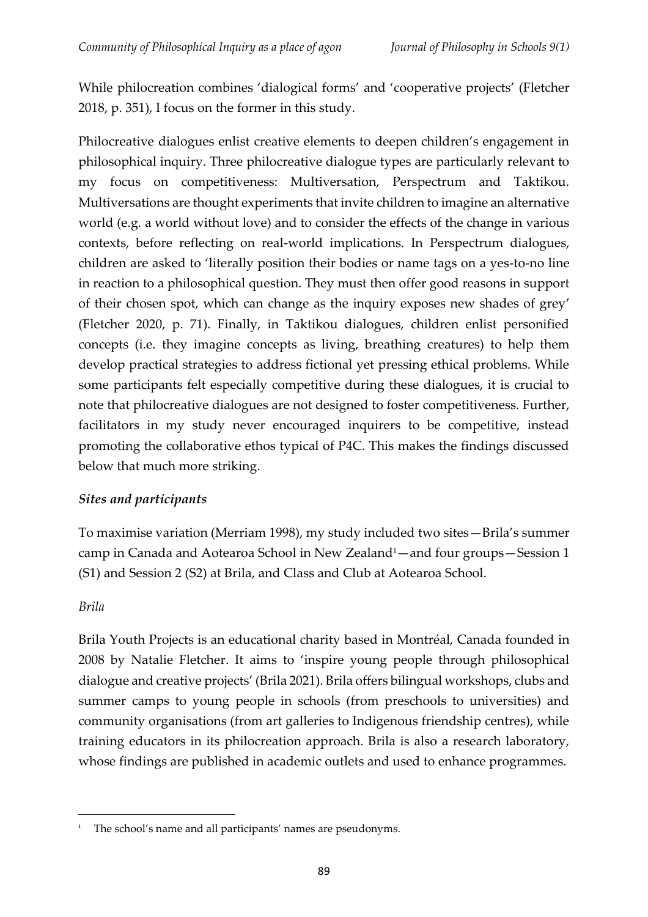While philocreation combines 'dialogical forms' and 'cooperative projects' (Fletcher 2018, p. 351), I focus on the former in this study.

Philocreative dialogues enlist creative elements to deepen children's engagement in philosophical inquiry. Three philocreative dialogue types are particularly relevant to my focus on competitiveness: Multiversation, Perspectrum and Taktikou. Multiversations are thought experiments that invite children to imagine an alternative world (e.g. a world without love) and to consider the effects of the change in various contexts, before reflecting on real-world implications. In Perspectrum dialogues, children are asked to 'literally position their bodies or name tags on a yes-to-no line in reaction to a philosophical question. They must then offer good reasons in support of their chosen spot, which can change as the inquiry exposes new shades of grey' (Fletcher 2020, p. 71). Finally, in Taktikou dialogues, children enlist personified concepts (i.e. they imagine concepts as living, breathing creatures) to help them develop practical strategies to address fictional yet pressing ethical problems. While some participants felt especially competitive during these dialogues, it is crucial to note that philocreative dialogues are not designed to foster competitiveness. Further, facilitators in my study never encouraged inquirers to be competitive, instead promoting the collaborative ethos typical of P4C. This makes the findings discussed below that much more striking.

### *Sites and participants*

To maximise variation (Merriam 1998), my study included two sites—Brila's summer camp in Canada and Aotearoa School in New Zealand[1]—and four groups—Session 1 (S1) and Session 2 (S2) at Brila, and Class and Club at Aotearoa School.

#### *Brila*

Brila Youth Projects is an educational charity based in Montréal, Canada founded in 2008 by Natalie Fletcher. It aims to 'inspire young people through philosophical dialogue and creative projects' (Brila 2021). Brila offers bilingual workshops, clubs and summer camps to young people in schools (from preschools to universities) and community organisations (from art galleries to Indigenous friendship centres), while training educators in its philocreation approach. Brila is also a research laboratory, whose findings are published in academic outlets and used to enhance programmes.

[1] The school's name and all participants' names are pseudonyms.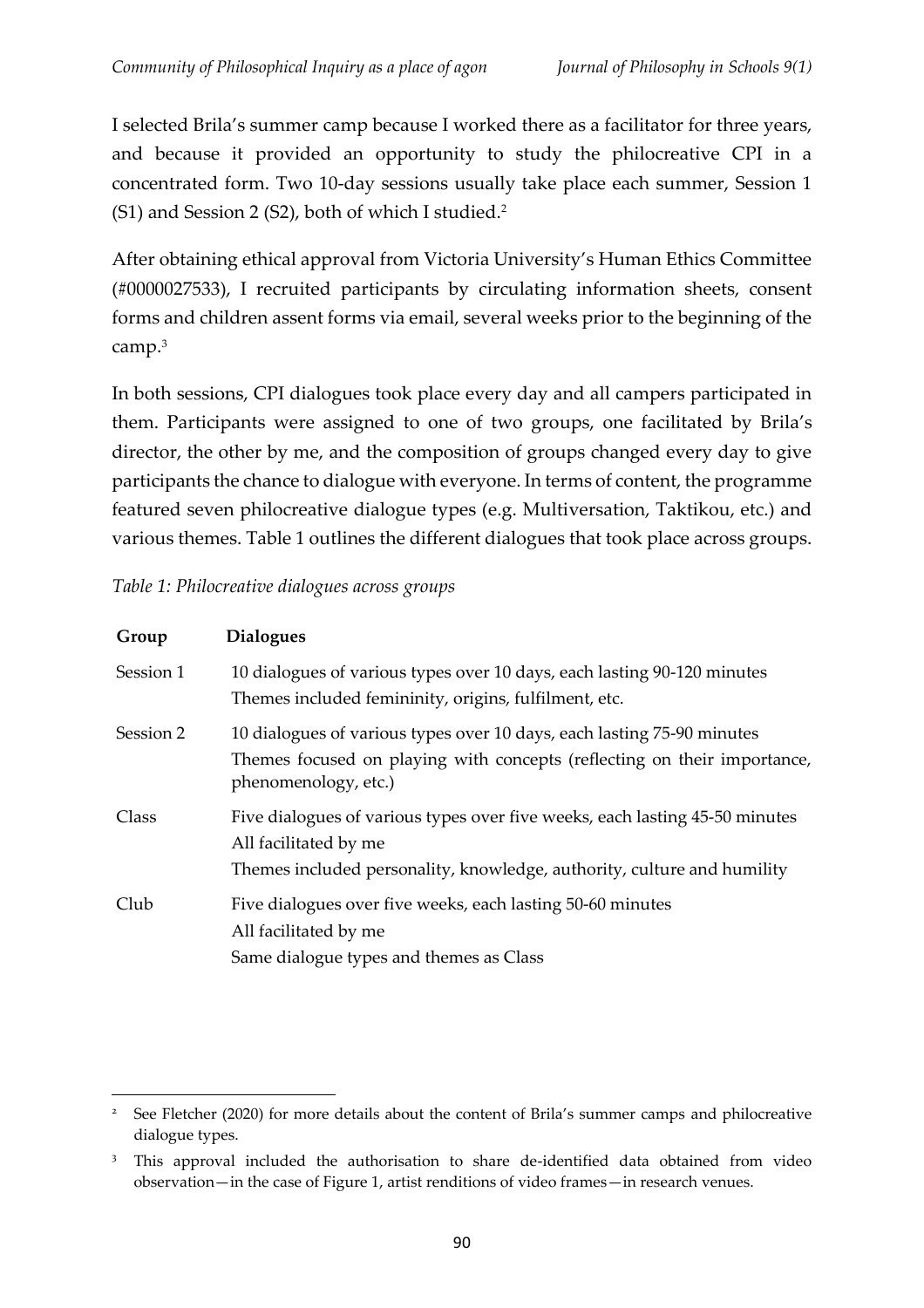I selected Brila's summer camp because I worked there as a facilitator for three years, and because it provided an opportunity to study the philocreative CPI in a concentrated form. Two 10-day sessions usually take place each summer, Session 1 (S1) and Session 2 (S2), both of which I studied.[2]

After obtaining ethical approval from Victoria University's Human Ethics Committee (#0000027533), I recruited participants by circulating information sheets, consent forms and children assent forms via email, several weeks prior to the beginning of the camp.[3]

In both sessions, CPI dialogues took place every day and all campers participated in them. Participants were assigned to one of two groups, one facilitated by Brila's director, the other by me, and the composition of groups changed every day to give participants the chance to dialogue with everyone. In terms of content, the programme featured seven philocreative dialogue types (e.g. Multiversation, Taktikou, etc.) and various themes. Table 1 outlines the different dialogues that took place across groups.

*Table 1: Philocreative dialogues across groups*

| Group | Dialogues |
|---|---|
| Session 1 | 10 dialogues of various types over 10 days, each lasting 90-120 minutes<br>Themes included femininity, origins, fulfilment, etc. |
| Session 2 | 10 dialogues of various types over 10 days, each lasting 75-90 minutes<br>Themes focused on playing with concepts (reflecting on their importance, phenomenology, etc.) |
| Class | Five dialogues of various types over five weeks, each lasting 45-50 minutes<br>All facilitated by me<br>Themes included personality, knowledge, authority, culture and humility |
| Club | Five dialogues over five weeks, each lasting 50-60 minutes<br>All facilitated by me<br>Same dialogue types and themes as Class |

---

[2] See Fletcher (2020) for more details about the content of Brila's summer camps and philocreative dialogue types.

[3] This approval included the authorisation to share de-identified data obtained from video observation—in the case of Figure 1, artist renditions of video frames—in research venues.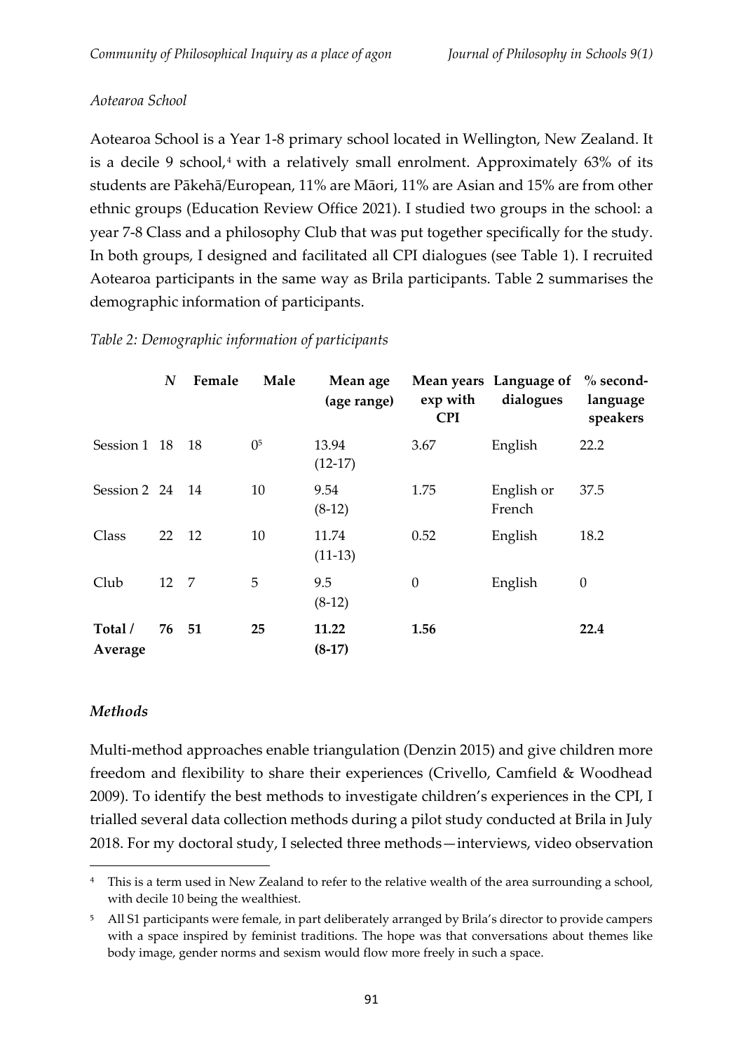*Aotearoa School*

Aotearoa School is a Year 1-8 primary school located in Wellington, New Zealand. It is a decile 9 school,[4] with a relatively small enrolment. Approximately 63% of its students are Pākehā/European, 11% are Māori, 11% are Asian and 15% are from other ethnic groups (Education Review Office 2021). I studied two groups in the school: a year 7-8 Class and a philosophy Club that was put together specifically for the study. In both groups, I designed and facilitated all CPI dialogues (see Table 1). I recruited Aotearoa participants in the same way as Brila participants. Table 2 summarises the demographic information of participants.

*Table 2: Demographic information of participants*

| | *N* | Female | Male | Mean age (age range) | Mean years exp with CPI | Language of dialogues | % second-language speakers |
|---|---|---|---|---|---|---|---|
| Session 1 | 18 | 18 | 0[5] | 13.94 (12-17) | 3.67 | English | 22.2 |
| Session 2 | 24 | 14 | 10 | 9.54 (8-12) | 1.75 | English or French | 37.5 |
| Class | 22 | 12 | 10 | 11.74 (11-13) | 0.52 | English | 18.2 |
| Club | 12 | 7 | 5 | 9.5 (8-12) | 0 | English | 0 |
| **Total / Average** | **76** | **51** | **25** | **11.22 (8-17)** | **1.56** | | **22.4** |

### *Methods*

Multi-method approaches enable triangulation (Denzin 2015) and give children more freedom and flexibility to share their experiences (Crivello, Camfield & Woodhead 2009). To identify the best methods to investigate children's experiences in the CPI, I trialled several data collection methods during a pilot study conducted at Brila in July 2018. For my doctoral study, I selected three methods—interviews, video observation

[4] This is a term used in New Zealand to refer to the relative wealth of the area surrounding a school, with decile 10 being the wealthiest.

[5] All S1 participants were female, in part deliberately arranged by Brila's director to provide campers with a space inspired by feminist traditions. The hope was that conversations about themes like body image, gender norms and sexism would flow more freely in such a space.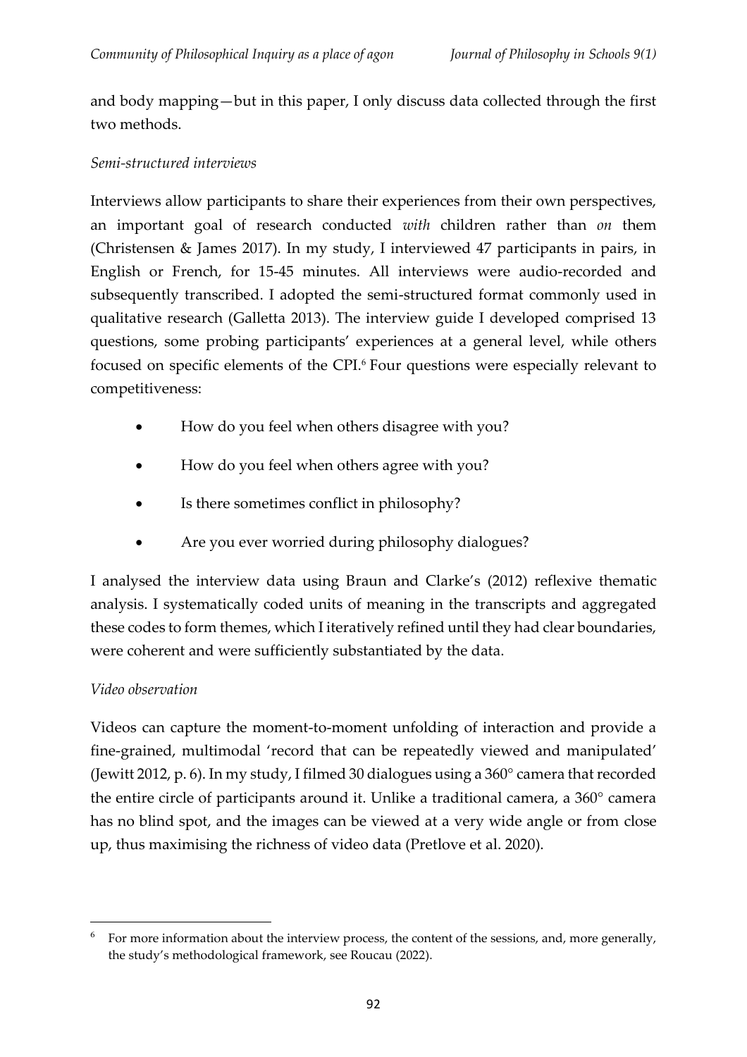and body mapping—but in this paper, I only discuss data collected through the first two methods.

*Semi-structured interviews*

Interviews allow participants to share their experiences from their own perspectives, an important goal of research conducted *with* children rather than *on* them (Christensen & James 2017). In my study, I interviewed 47 participants in pairs, in English or French, for 15-45 minutes. All interviews were audio-recorded and subsequently transcribed. I adopted the semi-structured format commonly used in qualitative research (Galletta 2013). The interview guide I developed comprised 13 questions, some probing participants' experiences at a general level, while others focused on specific elements of the CPI.[6] Four questions were especially relevant to competitiveness:

- How do you feel when others disagree with you?
- How do you feel when others agree with you?
- Is there sometimes conflict in philosophy?
- Are you ever worried during philosophy dialogues?

I analysed the interview data using Braun and Clarke's (2012) reflexive thematic analysis. I systematically coded units of meaning in the transcripts and aggregated these codes to form themes, which I iteratively refined until they had clear boundaries, were coherent and were sufficiently substantiated by the data.

*Video observation*

Videos can capture the moment-to-moment unfolding of interaction and provide a fine-grained, multimodal 'record that can be repeatedly viewed and manipulated' (Jewitt 2012, p. 6). In my study, I filmed 30 dialogues using a 360° camera that recorded the entire circle of participants around it. Unlike a traditional camera, a 360° camera has no blind spot, and the images can be viewed at a very wide angle or from close up, thus maximising the richness of video data (Pretlove et al. 2020).

---

[6] For more information about the interview process, the content of the sessions, and, more generally, the study's methodological framework, see Roucau (2022).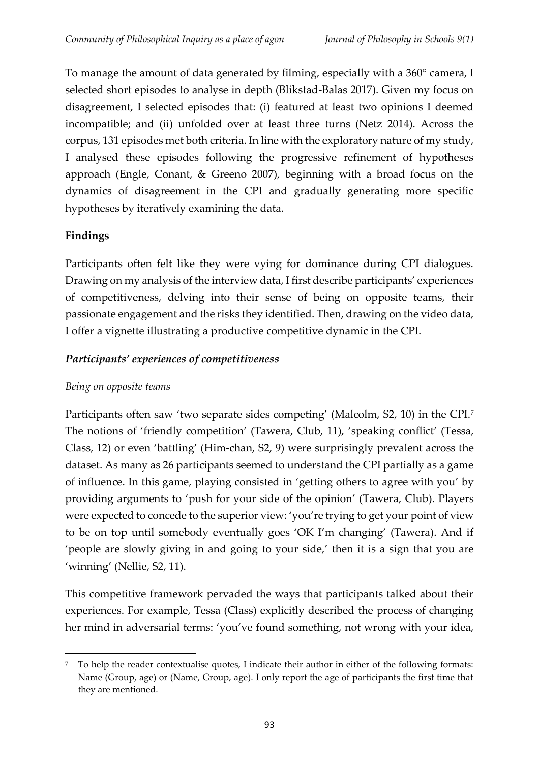To manage the amount of data generated by filming, especially with a 360° camera, I selected short episodes to analyse in depth (Blikstad-Balas 2017). Given my focus on disagreement, I selected episodes that: (i) featured at least two opinions I deemed incompatible; and (ii) unfolded over at least three turns (Netz 2014). Across the corpus, 131 episodes met both criteria. In line with the exploratory nature of my study, I analysed these episodes following the progressive refinement of hypotheses approach (Engle, Conant, & Greeno 2007), beginning with a broad focus on the dynamics of disagreement in the CPI and gradually generating more specific hypotheses by iteratively examining the data.

## Findings

Participants often felt like they were vying for dominance during CPI dialogues. Drawing on my analysis of the interview data, I first describe participants' experiences of competitiveness, delving into their sense of being on opposite teams, their passionate engagement and the risks they identified. Then, drawing on the video data, I offer a vignette illustrating a productive competitive dynamic in the CPI.

### *Participants' experiences of competitiveness*

#### *Being on opposite teams*

Participants often saw 'two separate sides competing' (Malcolm, S2, 10) in the CPI.[7] The notions of 'friendly competition' (Tawera, Club, 11), 'speaking conflict' (Tessa, Class, 12) or even 'battling' (Him-chan, S2, 9) were surprisingly prevalent across the dataset. As many as 26 participants seemed to understand the CPI partially as a game of influence. In this game, playing consisted in 'getting others to agree with you' by providing arguments to 'push for your side of the opinion' (Tawera, Club). Players were expected to concede to the superior view: 'you're trying to get your point of view to be on top until somebody eventually goes 'OK I'm changing' (Tawera). And if 'people are slowly giving in and going to your side,' then it is a sign that you are 'winning' (Nellie, S2, 11).

This competitive framework pervaded the ways that participants talked about their experiences. For example, Tessa (Class) explicitly described the process of changing her mind in adversarial terms: 'you've found something, not wrong with your idea,

---

[7] To help the reader contextualise quotes, I indicate their author in either of the following formats: Name (Group, age) or (Name, Group, age). I only report the age of participants the first time that they are mentioned.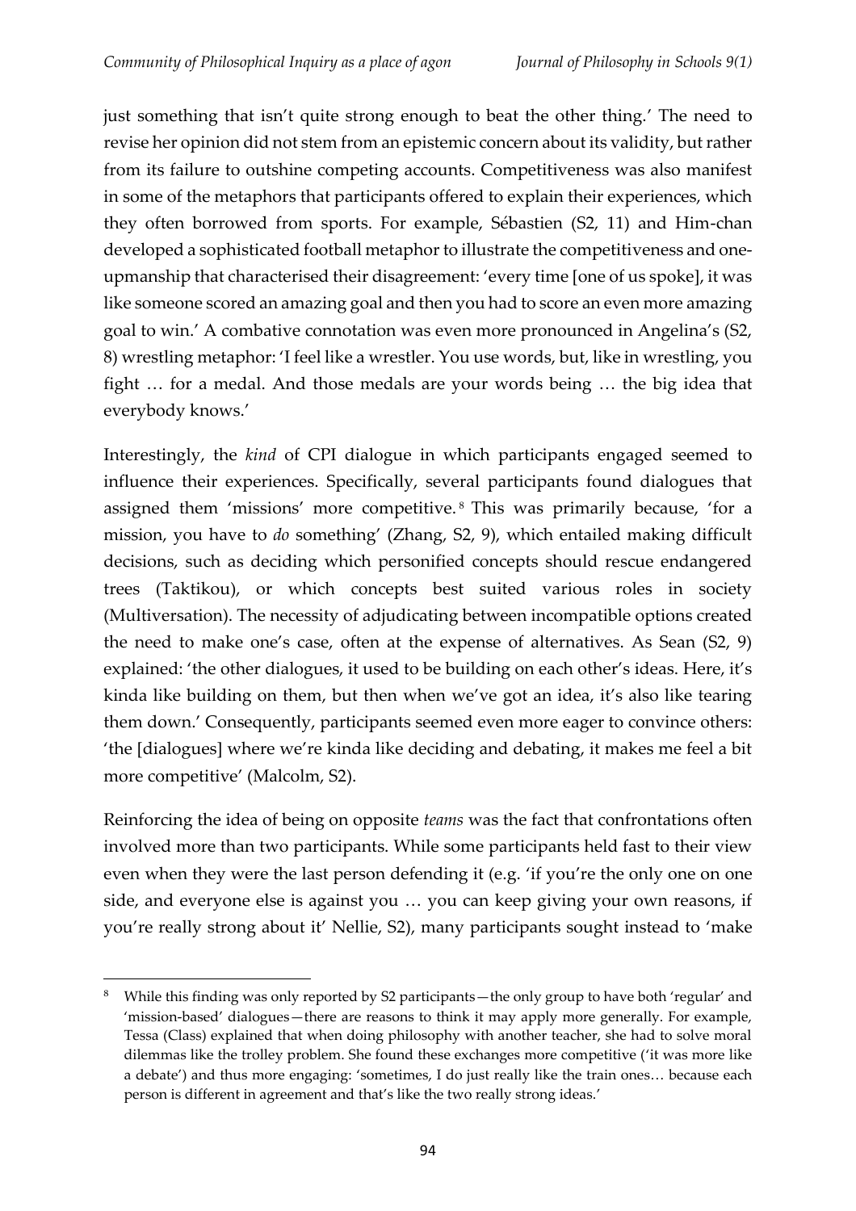just something that isn't quite strong enough to beat the other thing.' The need to revise her opinion did not stem from an epistemic concern about its validity, but rather from its failure to outshine competing accounts. Competitiveness was also manifest in some of the metaphors that participants offered to explain their experiences, which they often borrowed from sports. For example, Sébastien (S2, 11) and Him-chan developed a sophisticated football metaphor to illustrate the competitiveness and one-upmanship that characterised their disagreement: 'every time [one of us spoke], it was like someone scored an amazing goal and then you had to score an even more amazing goal to win.' A combative connotation was even more pronounced in Angelina's (S2, 8) wrestling metaphor: 'I feel like a wrestler. You use words, but, like in wrestling, you fight … for a medal. And those medals are your words being … the big idea that everybody knows.'

Interestingly, the *kind* of CPI dialogue in which participants engaged seemed to influence their experiences. Specifically, several participants found dialogues that assigned them 'missions' more competitive.[8] This was primarily because, 'for a mission, you have to *do* something' (Zhang, S2, 9), which entailed making difficult decisions, such as deciding which personified concepts should rescue endangered trees (Taktikou), or which concepts best suited various roles in society (Multiversation). The necessity of adjudicating between incompatible options created the need to make one's case, often at the expense of alternatives. As Sean (S2, 9) explained: 'the other dialogues, it used to be building on each other's ideas. Here, it's kinda like building on them, but then when we've got an idea, it's also like tearing them down.' Consequently, participants seemed even more eager to convince others: 'the [dialogues] where we're kinda like deciding and debating, it makes me feel a bit more competitive' (Malcolm, S2).

Reinforcing the idea of being on opposite *teams* was the fact that confrontations often involved more than two participants. While some participants held fast to their view even when they were the last person defending it (e.g. 'if you're the only one on one side, and everyone else is against you … you can keep giving your own reasons, if you're really strong about it' Nellie, S2), many participants sought instead to 'make

---

[8] While this finding was only reported by S2 participants—the only group to have both 'regular' and 'mission-based' dialogues—there are reasons to think it may apply more generally. For example, Tessa (Class) explained that when doing philosophy with another teacher, she had to solve moral dilemmas like the trolley problem. She found these exchanges more competitive ('it was more like a debate') and thus more engaging: 'sometimes, I do just really like the train ones… because each person is different in agreement and that's like the two really strong ideas.'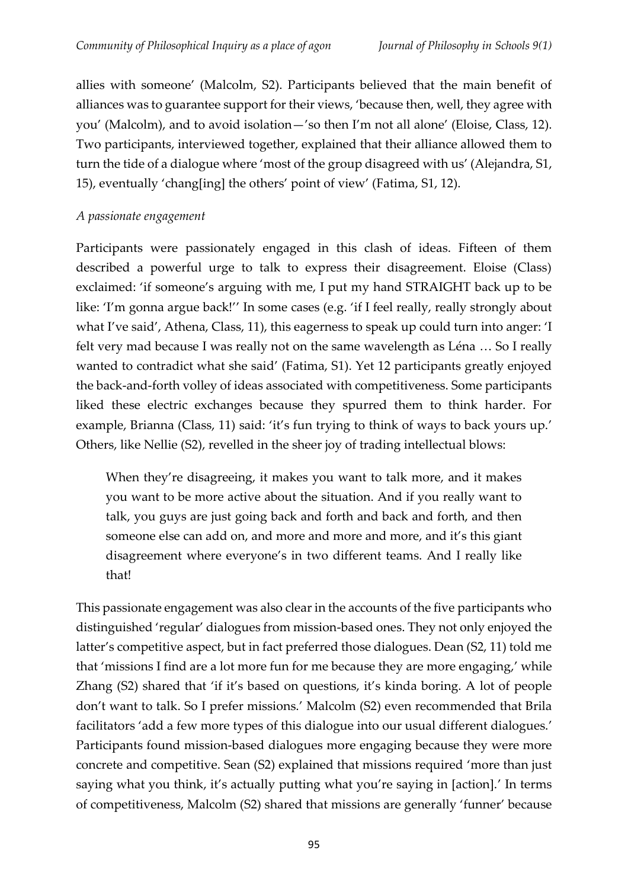allies with someone' (Malcolm, S2). Participants believed that the main benefit of alliances was to guarantee support for their views, 'because then, well, they agree with you' (Malcolm), and to avoid isolation—'so then I'm not all alone' (Eloise, Class, 12). Two participants, interviewed together, explained that their alliance allowed them to turn the tide of a dialogue where 'most of the group disagreed with us' (Alejandra, S1, 15), eventually 'chang[ing] the others' point of view' (Fatima, S1, 12).

*A passionate engagement*

Participants were passionately engaged in this clash of ideas. Fifteen of them described a powerful urge to talk to express their disagreement. Eloise (Class) exclaimed: 'if someone's arguing with me, I put my hand STRAIGHT back up to be like: 'I'm gonna argue back!'' In some cases (e.g. 'if I feel really, really strongly about what I've said', Athena, Class, 11), this eagerness to speak up could turn into anger: 'I felt very mad because I was really not on the same wavelength as Léna … So I really wanted to contradict what she said' (Fatima, S1). Yet 12 participants greatly enjoyed the back-and-forth volley of ideas associated with competitiveness. Some participants liked these electric exchanges because they spurred them to think harder. For example, Brianna (Class, 11) said: 'it's fun trying to think of ways to back yours up.' Others, like Nellie (S2), revelled in the sheer joy of trading intellectual blows:

> When they're disagreeing, it makes you want to talk more, and it makes you want to be more active about the situation. And if you really want to talk, you guys are just going back and forth and back and forth, and then someone else can add on, and more and more and more, and it's this giant disagreement where everyone's in two different teams. And I really like that!

This passionate engagement was also clear in the accounts of the five participants who distinguished 'regular' dialogues from mission-based ones. They not only enjoyed the latter's competitive aspect, but in fact preferred those dialogues. Dean (S2, 11) told me that 'missions I find are a lot more fun for me because they are more engaging,' while Zhang (S2) shared that 'if it's based on questions, it's kinda boring. A lot of people don't want to talk. So I prefer missions.' Malcolm (S2) even recommended that Brila facilitators 'add a few more types of this dialogue into our usual different dialogues.' Participants found mission-based dialogues more engaging because they were more concrete and competitive. Sean (S2) explained that missions required 'more than just saying what you think, it's actually putting what you're saying in [action].' In terms of competitiveness, Malcolm (S2) shared that missions are generally 'funner' because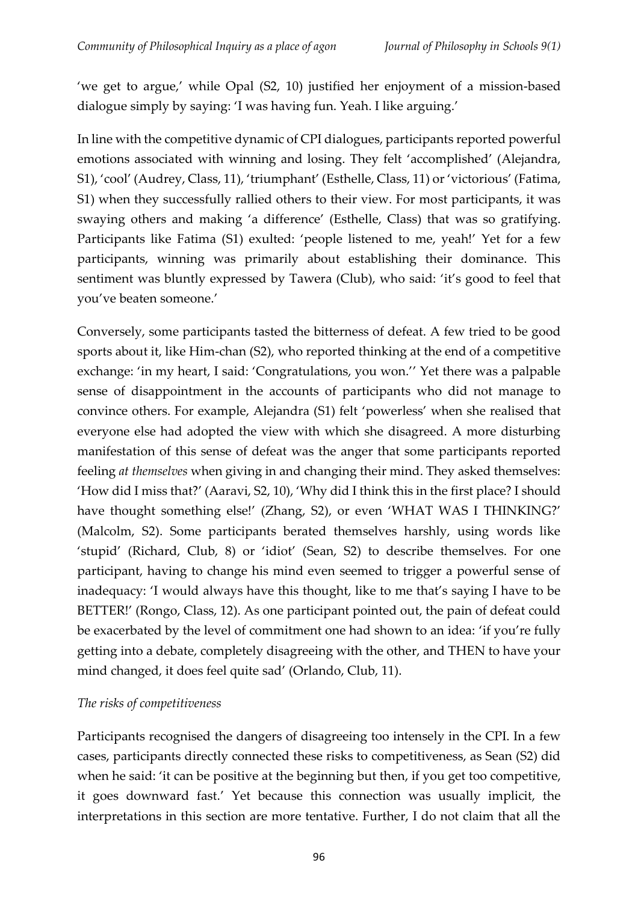'we get to argue,' while Opal (S2, 10) justified her enjoyment of a mission-based dialogue simply by saying: 'I was having fun. Yeah. I like arguing.'

In line with the competitive dynamic of CPI dialogues, participants reported powerful emotions associated with winning and losing. They felt 'accomplished' (Alejandra, S1), 'cool' (Audrey, Class, 11), 'triumphant' (Esthelle, Class, 11) or 'victorious' (Fatima, S1) when they successfully rallied others to their view. For most participants, it was swaying others and making 'a difference' (Esthelle, Class) that was so gratifying. Participants like Fatima (S1) exulted: 'people listened to me, yeah!' Yet for a few participants, winning was primarily about establishing their dominance. This sentiment was bluntly expressed by Tawera (Club), who said: 'it's good to feel that you've beaten someone.'

Conversely, some participants tasted the bitterness of defeat. A few tried to be good sports about it, like Him-chan (S2), who reported thinking at the end of a competitive exchange: 'in my heart, I said: 'Congratulations, you won.'' Yet there was a palpable sense of disappointment in the accounts of participants who did not manage to convince others. For example, Alejandra (S1) felt 'powerless' when she realised that everyone else had adopted the view with which she disagreed. A more disturbing manifestation of this sense of defeat was the anger that some participants reported feeling *at themselves* when giving in and changing their mind. They asked themselves: 'How did I miss that?' (Aaravi, S2, 10), 'Why did I think this in the first place? I should have thought something else!' (Zhang, S2), or even 'WHAT WAS I THINKING?' (Malcolm, S2). Some participants berated themselves harshly, using words like 'stupid' (Richard, Club, 8) or 'idiot' (Sean, S2) to describe themselves. For one participant, having to change his mind even seemed to trigger a powerful sense of inadequacy: 'I would always have this thought, like to me that's saying I have to be BETTER!' (Rongo, Class, 12). As one participant pointed out, the pain of defeat could be exacerbated by the level of commitment one had shown to an idea: 'if you're fully getting into a debate, completely disagreeing with the other, and THEN to have your mind changed, it does feel quite sad' (Orlando, Club, 11).

*The risks of competitiveness*

Participants recognised the dangers of disagreeing too intensely in the CPI. In a few cases, participants directly connected these risks to competitiveness, as Sean (S2) did when he said: 'it can be positive at the beginning but then, if you get too competitive, it goes downward fast.' Yet because this connection was usually implicit, the interpretations in this section are more tentative. Further, I do not claim that all the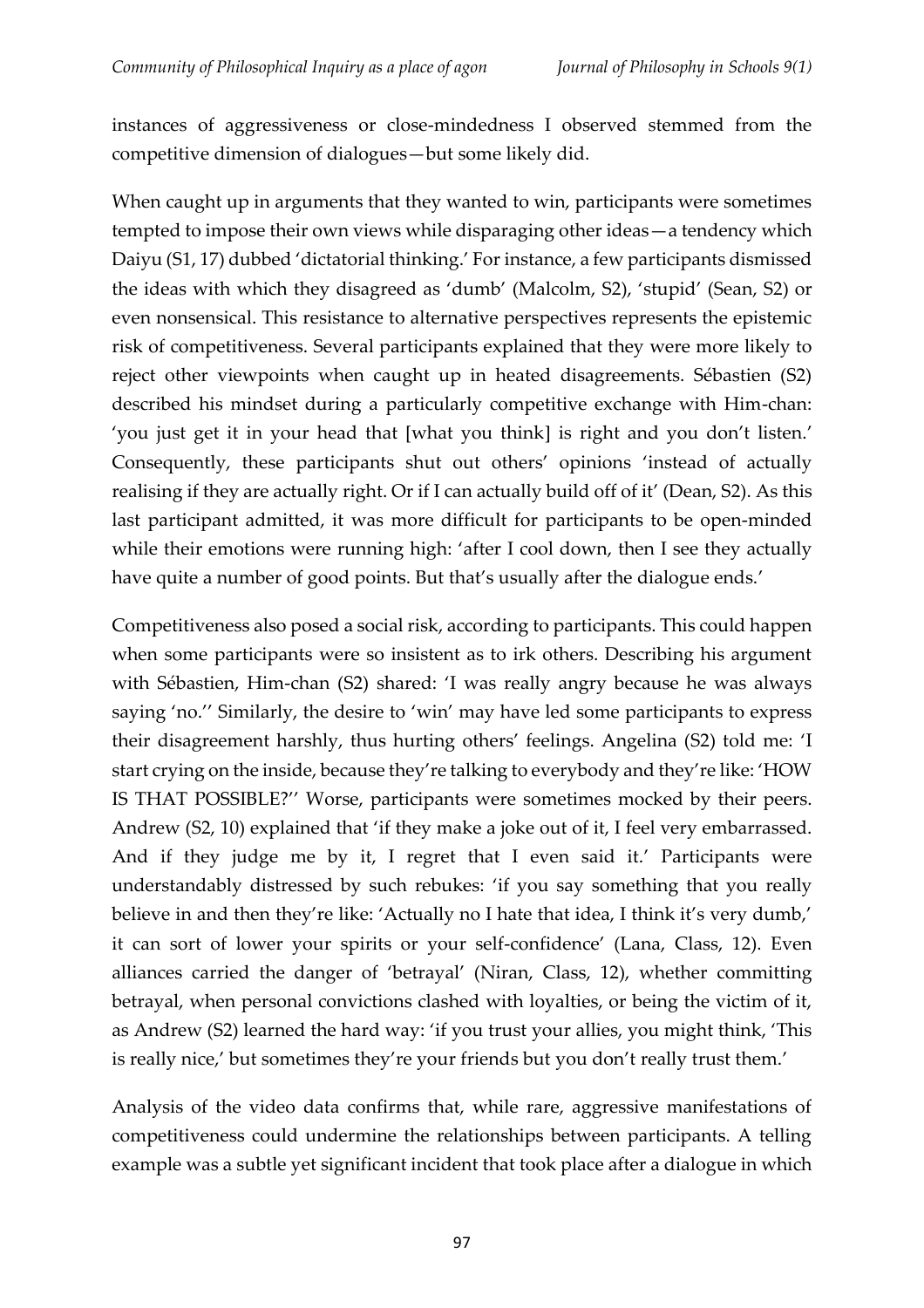instances of aggressiveness or close-mindedness I observed stemmed from the competitive dimension of dialogues—but some likely did.

When caught up in arguments that they wanted to win, participants were sometimes tempted to impose their own views while disparaging other ideas—a tendency which Daiyu (S1, 17) dubbed 'dictatorial thinking.' For instance, a few participants dismissed the ideas with which they disagreed as 'dumb' (Malcolm, S2), 'stupid' (Sean, S2) or even nonsensical. This resistance to alternative perspectives represents the epistemic risk of competitiveness. Several participants explained that they were more likely to reject other viewpoints when caught up in heated disagreements. Sébastien (S2) described his mindset during a particularly competitive exchange with Him-chan: 'you just get it in your head that [what you think] is right and you don't listen.' Consequently, these participants shut out others' opinions 'instead of actually realising if they are actually right. Or if I can actually build off of it' (Dean, S2). As this last participant admitted, it was more difficult for participants to be open-minded while their emotions were running high: 'after I cool down, then I see they actually have quite a number of good points. But that's usually after the dialogue ends.'

Competitiveness also posed a social risk, according to participants. This could happen when some participants were so insistent as to irk others. Describing his argument with Sébastien, Him-chan (S2) shared: 'I was really angry because he was always saying 'no.'' Similarly, the desire to 'win' may have led some participants to express their disagreement harshly, thus hurting others' feelings. Angelina (S2) told me: 'I start crying on the inside, because they're talking to everybody and they're like: 'HOW IS THAT POSSIBLE?'' Worse, participants were sometimes mocked by their peers. Andrew (S2, 10) explained that 'if they make a joke out of it, I feel very embarrassed. And if they judge me by it, I regret that I even said it.' Participants were understandably distressed by such rebukes: 'if you say something that you really believe in and then they're like: 'Actually no I hate that idea, I think it's very dumb,' it can sort of lower your spirits or your self-confidence' (Lana, Class, 12). Even alliances carried the danger of 'betrayal' (Niran, Class, 12), whether committing betrayal, when personal convictions clashed with loyalties, or being the victim of it, as Andrew (S2) learned the hard way: 'if you trust your allies, you might think, 'This is really nice,' but sometimes they're your friends but you don't really trust them.'

Analysis of the video data confirms that, while rare, aggressive manifestations of competitiveness could undermine the relationships between participants. A telling example was a subtle yet significant incident that took place after a dialogue in which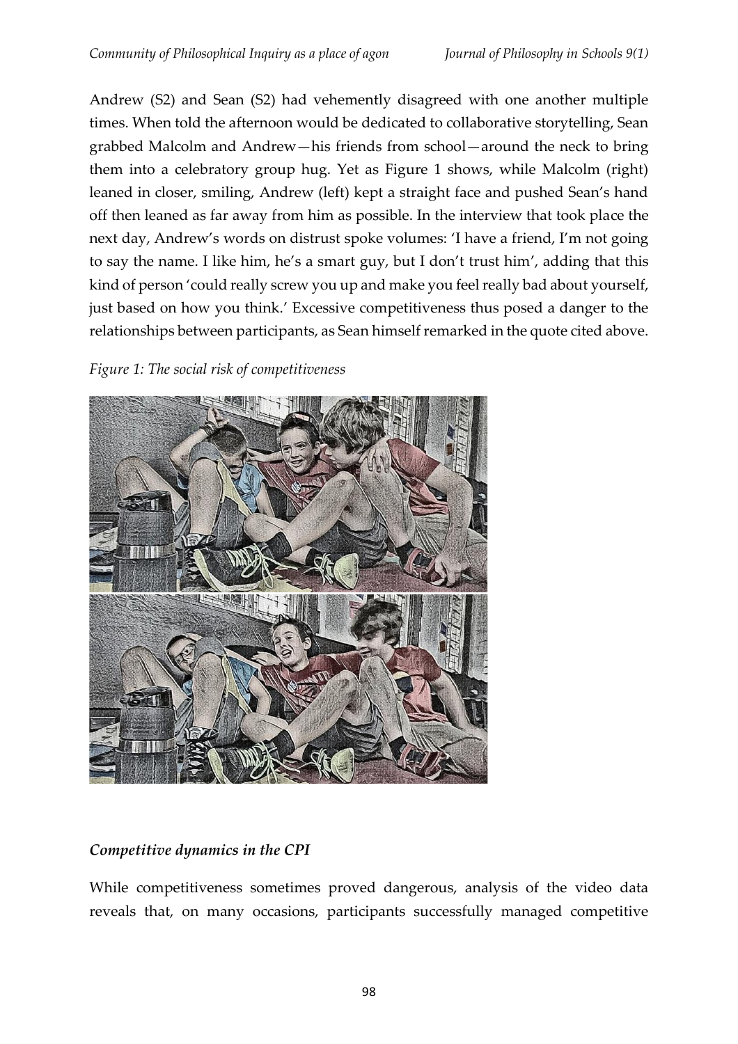Andrew (S2) and Sean (S2) had vehemently disagreed with one another multiple times. When told the afternoon would be dedicated to collaborative storytelling, Sean grabbed Malcolm and Andrew—his friends from school—around the neck to bring them into a celebratory group hug. Yet as Figure 1 shows, while Malcolm (right) leaned in closer, smiling, Andrew (left) kept a straight face and pushed Sean's hand off then leaned as far away from him as possible. In the interview that took place the next day, Andrew's words on distrust spoke volumes: 'I have a friend, I'm not going to say the name. I like him, he's a smart guy, but I don't trust him', adding that this kind of person 'could really screw you up and make you feel really bad about yourself, just based on how you think.' Excessive competitiveness thus posed a danger to the relationships between participants, as Sean himself remarked in the quote cited above.

*Figure 1: The social risk of competitiveness*

### *Competitive dynamics in the CPI*

While competitiveness sometimes proved dangerous, analysis of the video data reveals that, on many occasions, participants successfully managed competitive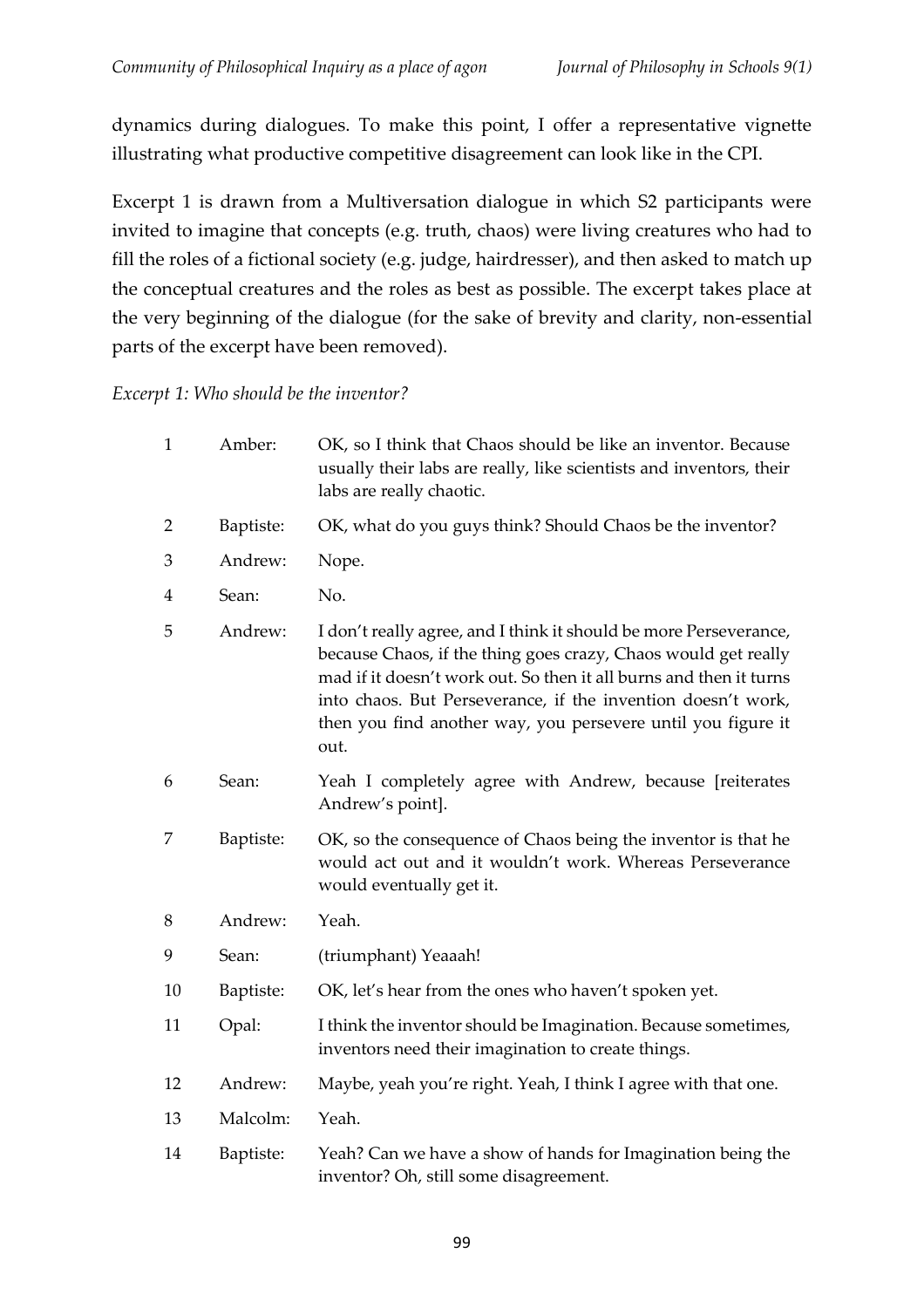dynamics during dialogues. To make this point, I offer a representative vignette illustrating what productive competitive disagreement can look like in the CPI.

Excerpt 1 is drawn from a Multiversation dialogue in which S2 participants were invited to imagine that concepts (e.g. truth, chaos) were living creatures who had to fill the roles of a fictional society (e.g. judge, hairdresser), and then asked to match up the conceptual creatures and the roles as best as possible. The excerpt takes place at the very beginning of the dialogue (for the sake of brevity and clarity, non-essential parts of the excerpt have been removed).

*Excerpt 1: Who should be the inventor?*

| | | |
|---|---|---|
| 1 | Amber: | OK, so I think that Chaos should be like an inventor. Because usually their labs are really, like scientists and inventors, their labs are really chaotic. |
| 2 | Baptiste: | OK, what do you guys think? Should Chaos be the inventor? |
| 3 | Andrew: | Nope. |
| 4 | Sean: | No. |
| 5 | Andrew: | I don't really agree, and I think it should be more Perseverance, because Chaos, if the thing goes crazy, Chaos would get really mad if it doesn't work out. So then it all burns and then it turns into chaos. But Perseverance, if the invention doesn't work, then you find another way, you persevere until you figure it out. |
| 6 | Sean: | Yeah I completely agree with Andrew, because [reiterates Andrew's point]. |
| 7 | Baptiste: | OK, so the consequence of Chaos being the inventor is that he would act out and it wouldn't work. Whereas Perseverance would eventually get it. |
| 8 | Andrew: | Yeah. |
| 9 | Sean: | (triumphant) Yeaaah! |
| 10 | Baptiste: | OK, let's hear from the ones who haven't spoken yet. |
| 11 | Opal: | I think the inventor should be Imagination. Because sometimes, inventors need their imagination to create things. |
| 12 | Andrew: | Maybe, yeah you're right. Yeah, I think I agree with that one. |
| 13 | Malcolm: | Yeah. |
| 14 | Baptiste: | Yeah? Can we have a show of hands for Imagination being the inventor? Oh, still some disagreement. |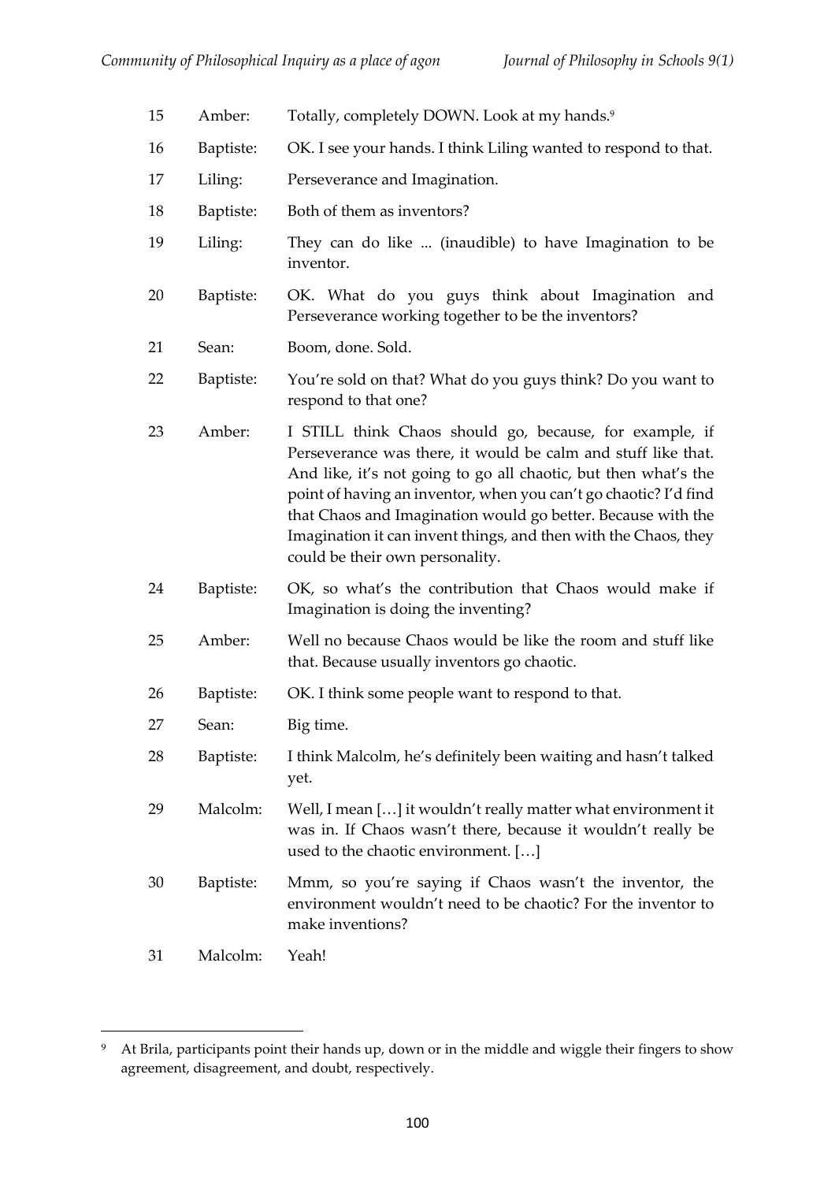| | | |
|---|---|---|
| 15 | Amber: | Totally, completely DOWN. Look at my hands.[9] |
| 16 | Baptiste: | OK. I see your hands. I think Liling wanted to respond to that. |
| 17 | Liling: | Perseverance and Imagination. |
| 18 | Baptiste: | Both of them as inventors? |
| 19 | Liling: | They can do like ... (inaudible) to have Imagination to be inventor. |
| 20 | Baptiste: | OK. What do you guys think about Imagination and Perseverance working together to be the inventors? |
| 21 | Sean: | Boom, done. Sold. |
| 22 | Baptiste: | You're sold on that? What do you guys think? Do you want to respond to that one? |
| 23 | Amber: | I STILL think Chaos should go, because, for example, if Perseverance was there, it would be calm and stuff like that. And like, it's not going to go all chaotic, but then what's the point of having an inventor, when you can't go chaotic? I'd find that Chaos and Imagination would go better. Because with the Imagination it can invent things, and then with the Chaos, they could be their own personality. |
| 24 | Baptiste: | OK, so what's the contribution that Chaos would make if Imagination is doing the inventing? |
| 25 | Amber: | Well no because Chaos would be like the room and stuff like that. Because usually inventors go chaotic. |
| 26 | Baptiste: | OK. I think some people want to respond to that. |
| 27 | Sean: | Big time. |
| 28 | Baptiste: | I think Malcolm, he's definitely been waiting and hasn't talked yet. |
| 29 | Malcolm: | Well, I mean […] it wouldn't really matter what environment it was in. If Chaos wasn't there, because it wouldn't really be used to the chaotic environment. […] |
| 30 | Baptiste: | Mmm, so you're saying if Chaos wasn't the inventor, the environment wouldn't need to be chaotic? For the inventor to make inventions? |
| 31 | Malcolm: | Yeah! |

[9] At Brila, participants point their hands up, down or in the middle and wiggle their fingers to show agreement, disagreement, and doubt, respectively.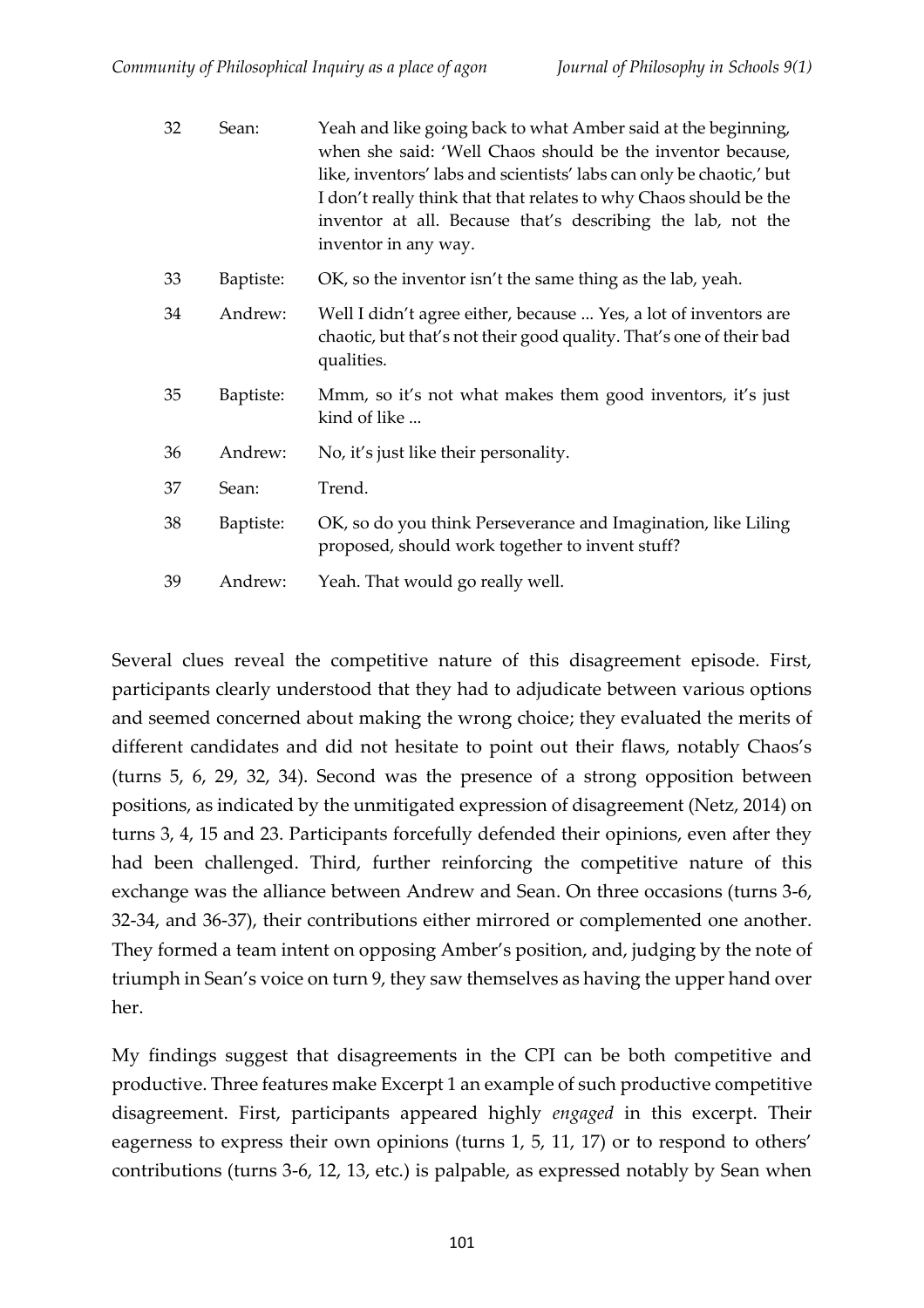| | | |
|---|---|---|
| 32 | Sean: | Yeah and like going back to what Amber said at the beginning, when she said: 'Well Chaos should be the inventor because, like, inventors' labs and scientists' labs can only be chaotic,' but I don't really think that that relates to why Chaos should be the inventor at all. Because that's describing the lab, not the inventor in any way. |
| 33 | Baptiste: | OK, so the inventor isn't the same thing as the lab, yeah. |
| 34 | Andrew: | Well I didn't agree either, because ... Yes, a lot of inventors are chaotic, but that's not their good quality. That's one of their bad qualities. |
| 35 | Baptiste: | Mmm, so it's not what makes them good inventors, it's just kind of like ... |
| 36 | Andrew: | No, it's just like their personality. |
| 37 | Sean: | Trend. |
| 38 | Baptiste: | OK, so do you think Perseverance and Imagination, like Liling proposed, should work together to invent stuff? |
| 39 | Andrew: | Yeah. That would go really well. |

Several clues reveal the competitive nature of this disagreement episode. First, participants clearly understood that they had to adjudicate between various options and seemed concerned about making the wrong choice; they evaluated the merits of different candidates and did not hesitate to point out their flaws, notably Chaos's (turns 5, 6, 29, 32, 34). Second was the presence of a strong opposition between positions, as indicated by the unmitigated expression of disagreement (Netz, 2014) on turns 3, 4, 15 and 23. Participants forcefully defended their opinions, even after they had been challenged. Third, further reinforcing the competitive nature of this exchange was the alliance between Andrew and Sean. On three occasions (turns 3-6, 32-34, and 36-37), their contributions either mirrored or complemented one another. They formed a team intent on opposing Amber's position, and, judging by the note of triumph in Sean's voice on turn 9, they saw themselves as having the upper hand over her.

My findings suggest that disagreements in the CPI can be both competitive and productive. Three features make Excerpt 1 an example of such productive competitive disagreement. First, participants appeared highly *engaged* in this excerpt. Their eagerness to express their own opinions (turns 1, 5, 11, 17) or to respond to others' contributions (turns 3-6, 12, 13, etc.) is palpable, as expressed notably by Sean when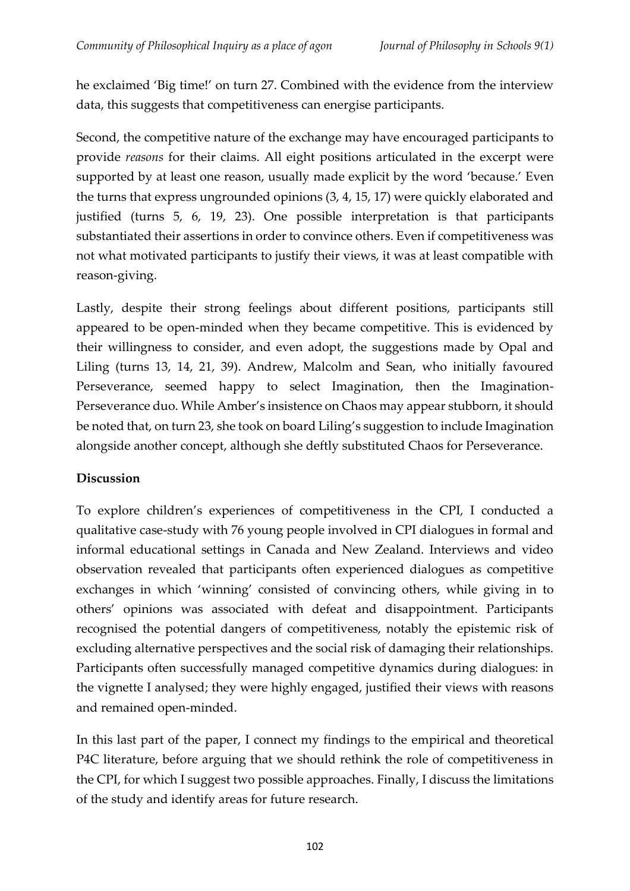he exclaimed 'Big time!' on turn 27. Combined with the evidence from the interview data, this suggests that competitiveness can energise participants.

Second, the competitive nature of the exchange may have encouraged participants to provide *reasons* for their claims. All eight positions articulated in the excerpt were supported by at least one reason, usually made explicit by the word 'because.' Even the turns that express ungrounded opinions (3, 4, 15, 17) were quickly elaborated and justified (turns 5, 6, 19, 23). One possible interpretation is that participants substantiated their assertions in order to convince others. Even if competitiveness was not what motivated participants to justify their views, it was at least compatible with reason-giving.

Lastly, despite their strong feelings about different positions, participants still appeared to be open-minded when they became competitive. This is evidenced by their willingness to consider, and even adopt, the suggestions made by Opal and Liling (turns 13, 14, 21, 39). Andrew, Malcolm and Sean, who initially favoured Perseverance, seemed happy to select Imagination, then the Imagination-Perseverance duo. While Amber's insistence on Chaos may appear stubborn, it should be noted that, on turn 23, she took on board Liling's suggestion to include Imagination alongside another concept, although she deftly substituted Chaos for Perseverance.

**Discussion**

To explore children's experiences of competitiveness in the CPI, I conducted a qualitative case-study with 76 young people involved in CPI dialogues in formal and informal educational settings in Canada and New Zealand. Interviews and video observation revealed that participants often experienced dialogues as competitive exchanges in which 'winning' consisted of convincing others, while giving in to others' opinions was associated with defeat and disappointment. Participants recognised the potential dangers of competitiveness, notably the epistemic risk of excluding alternative perspectives and the social risk of damaging their relationships. Participants often successfully managed competitive dynamics during dialogues: in the vignette I analysed; they were highly engaged, justified their views with reasons and remained open-minded.

In this last part of the paper, I connect my findings to the empirical and theoretical P4C literature, before arguing that we should rethink the role of competitiveness in the CPI, for which I suggest two possible approaches. Finally, I discuss the limitations of the study and identify areas for future research.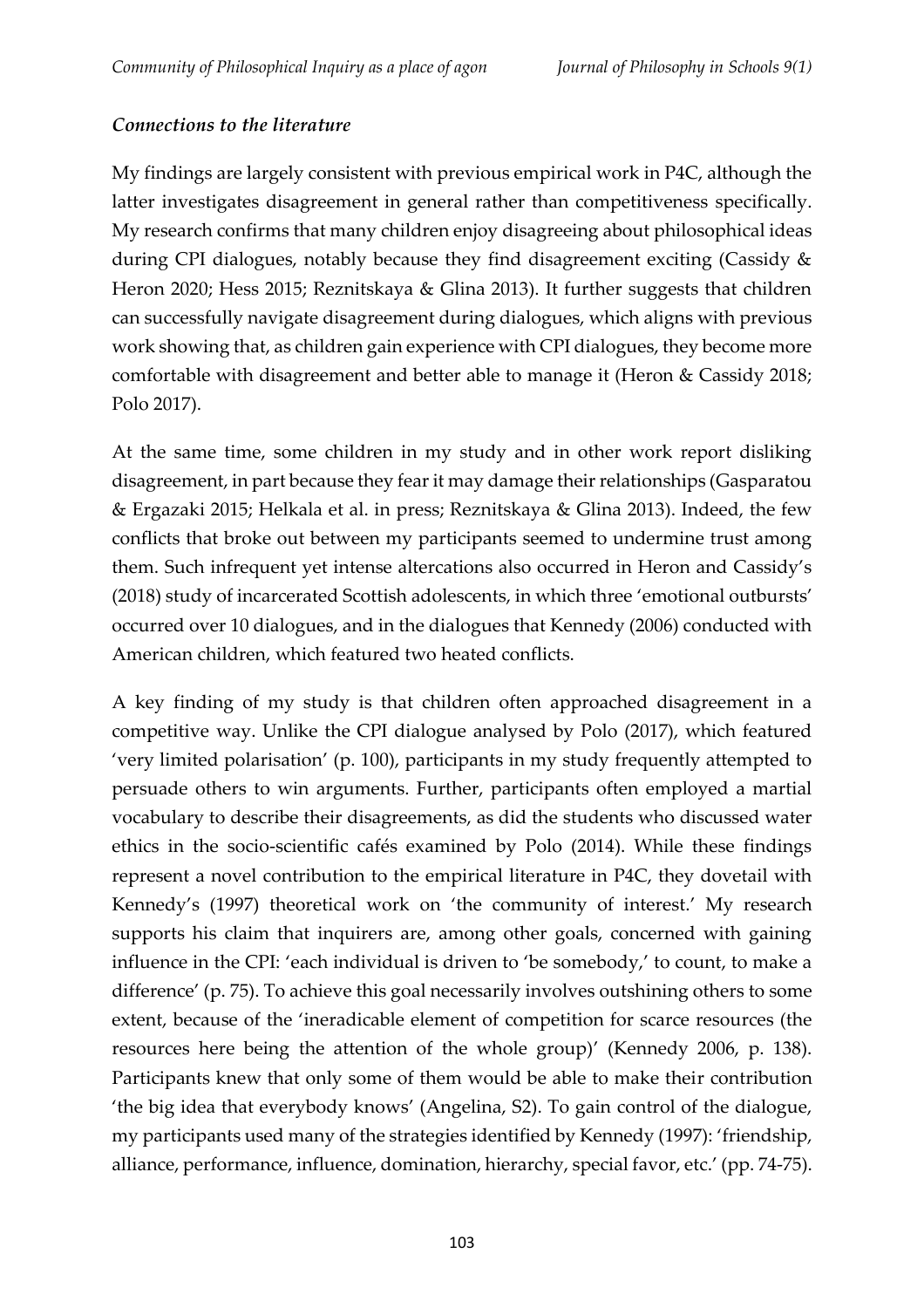### *Connections to the literature*

My findings are largely consistent with previous empirical work in P4C, although the latter investigates disagreement in general rather than competitiveness specifically. My research confirms that many children enjoy disagreeing about philosophical ideas during CPI dialogues, notably because they find disagreement exciting (Cassidy & Heron 2020; Hess 2015; Reznitskaya & Glina 2013). It further suggests that children can successfully navigate disagreement during dialogues, which aligns with previous work showing that, as children gain experience with CPI dialogues, they become more comfortable with disagreement and better able to manage it (Heron & Cassidy 2018; Polo 2017).

At the same time, some children in my study and in other work report disliking disagreement, in part because they fear it may damage their relationships (Gasparatou & Ergazaki 2015; Helkala et al. in press; Reznitskaya & Glina 2013). Indeed, the few conflicts that broke out between my participants seemed to undermine trust among them. Such infrequent yet intense altercations also occurred in Heron and Cassidy's (2018) study of incarcerated Scottish adolescents, in which three 'emotional outbursts' occurred over 10 dialogues, and in the dialogues that Kennedy (2006) conducted with American children, which featured two heated conflicts.

A key finding of my study is that children often approached disagreement in a competitive way. Unlike the CPI dialogue analysed by Polo (2017), which featured 'very limited polarisation' (p. 100), participants in my study frequently attempted to persuade others to win arguments. Further, participants often employed a martial vocabulary to describe their disagreements, as did the students who discussed water ethics in the socio-scientific cafés examined by Polo (2014). While these findings represent a novel contribution to the empirical literature in P4C, they dovetail with Kennedy's (1997) theoretical work on 'the community of interest.' My research supports his claim that inquirers are, among other goals, concerned with gaining influence in the CPI: 'each individual is driven to 'be somebody,' to count, to make a difference' (p. 75). To achieve this goal necessarily involves outshining others to some extent, because of the 'ineradicable element of competition for scarce resources (the resources here being the attention of the whole group)' (Kennedy 2006, p. 138). Participants knew that only some of them would be able to make their contribution 'the big idea that everybody knows' (Angelina, S2). To gain control of the dialogue, my participants used many of the strategies identified by Kennedy (1997): 'friendship, alliance, performance, influence, domination, hierarchy, special favor, etc.' (pp. 74-75).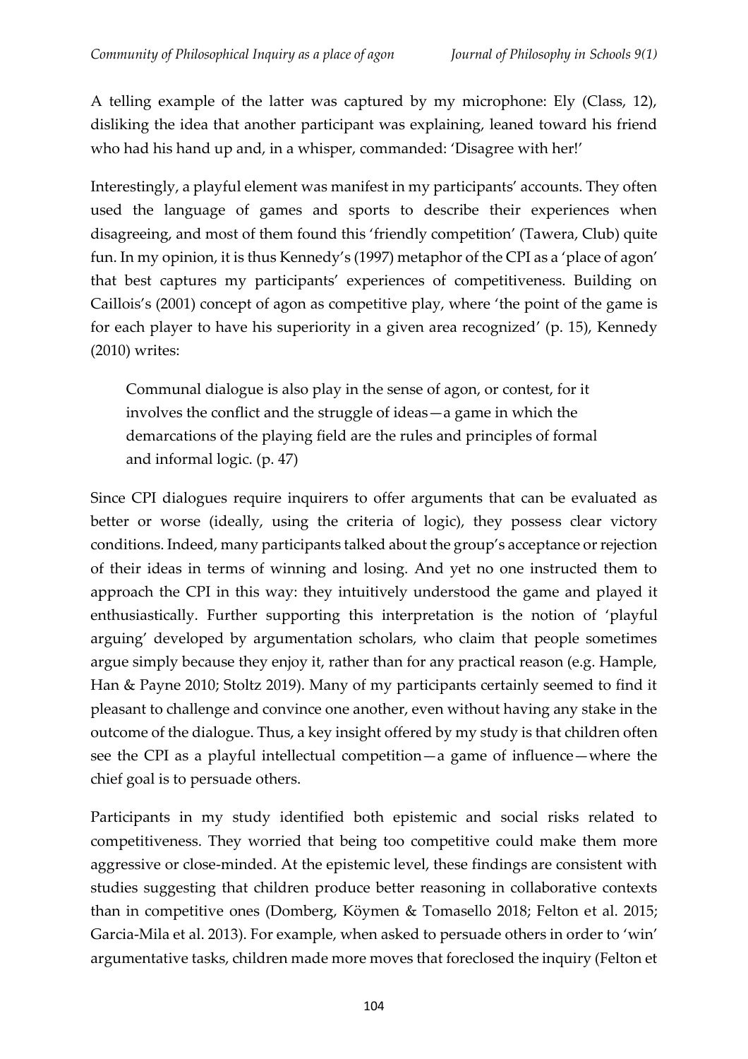A telling example of the latter was captured by my microphone: Ely (Class, 12), disliking the idea that another participant was explaining, leaned toward his friend who had his hand up and, in a whisper, commanded: 'Disagree with her!'

Interestingly, a playful element was manifest in my participants' accounts. They often used the language of games and sports to describe their experiences when disagreeing, and most of them found this 'friendly competition' (Tawera, Club) quite fun. In my opinion, it is thus Kennedy's (1997) metaphor of the CPI as a 'place of agon' that best captures my participants' experiences of competitiveness. Building on Caillois's (2001) concept of agon as competitive play, where 'the point of the game is for each player to have his superiority in a given area recognized' (p. 15), Kennedy (2010) writes:

> Communal dialogue is also play in the sense of agon, or contest, for it involves the conflict and the struggle of ideas—a game in which the demarcations of the playing field are the rules and principles of formal and informal logic. (p. 47)

Since CPI dialogues require inquirers to offer arguments that can be evaluated as better or worse (ideally, using the criteria of logic), they possess clear victory conditions. Indeed, many participants talked about the group's acceptance or rejection of their ideas in terms of winning and losing. And yet no one instructed them to approach the CPI in this way: they intuitively understood the game and played it enthusiastically. Further supporting this interpretation is the notion of 'playful arguing' developed by argumentation scholars, who claim that people sometimes argue simply because they enjoy it, rather than for any practical reason (e.g. Hample, Han & Payne 2010; Stoltz 2019). Many of my participants certainly seemed to find it pleasant to challenge and convince one another, even without having any stake in the outcome of the dialogue. Thus, a key insight offered by my study is that children often see the CPI as a playful intellectual competition—a game of influence—where the chief goal is to persuade others.

Participants in my study identified both epistemic and social risks related to competitiveness. They worried that being too competitive could make them more aggressive or close-minded. At the epistemic level, these findings are consistent with studies suggesting that children produce better reasoning in collaborative contexts than in competitive ones (Domberg, Köymen & Tomasello 2018; Felton et al. 2015; Garcia-Mila et al. 2013). For example, when asked to persuade others in order to 'win' argumentative tasks, children made more moves that foreclosed the inquiry (Felton et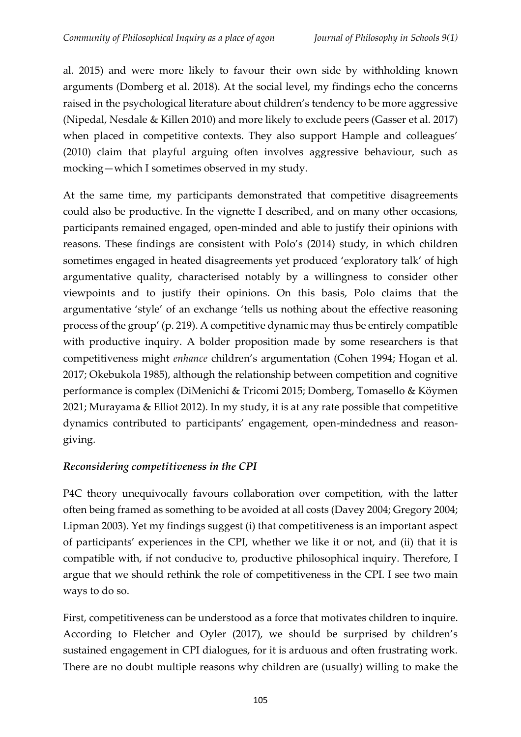al. 2015) and were more likely to favour their own side by withholding known arguments (Domberg et al. 2018). At the social level, my findings echo the concerns raised in the psychological literature about children's tendency to be more aggressive (Nipedal, Nesdale & Killen 2010) and more likely to exclude peers (Gasser et al. 2017) when placed in competitive contexts. They also support Hample and colleagues' (2010) claim that playful arguing often involves aggressive behaviour, such as mocking—which I sometimes observed in my study.

At the same time, my participants demonstrated that competitive disagreements could also be productive. In the vignette I described, and on many other occasions, participants remained engaged, open-minded and able to justify their opinions with reasons. These findings are consistent with Polo's (2014) study, in which children sometimes engaged in heated disagreements yet produced 'exploratory talk' of high argumentative quality, characterised notably by a willingness to consider other viewpoints and to justify their opinions. On this basis, Polo claims that the argumentative 'style' of an exchange 'tells us nothing about the effective reasoning process of the group' (p. 219). A competitive dynamic may thus be entirely compatible with productive inquiry. A bolder proposition made by some researchers is that competitiveness might *enhance* children's argumentation (Cohen 1994; Hogan et al. 2017; Okebukola 1985), although the relationship between competition and cognitive performance is complex (DiMenichi & Tricomi 2015; Domberg, Tomasello & Köymen 2021; Murayama & Elliot 2012). In my study, it is at any rate possible that competitive dynamics contributed to participants' engagement, open-mindedness and reason-giving.

### *Reconsidering competitiveness in the CPI*

P4C theory unequivocally favours collaboration over competition, with the latter often being framed as something to be avoided at all costs (Davey 2004; Gregory 2004; Lipman 2003). Yet my findings suggest (i) that competitiveness is an important aspect of participants' experiences in the CPI, whether we like it or not, and (ii) that it is compatible with, if not conducive to, productive philosophical inquiry. Therefore, I argue that we should rethink the role of competitiveness in the CPI. I see two main ways to do so.

First, competitiveness can be understood as a force that motivates children to inquire. According to Fletcher and Oyler (2017), we should be surprised by children's sustained engagement in CPI dialogues, for it is arduous and often frustrating work. There are no doubt multiple reasons why children are (usually) willing to make the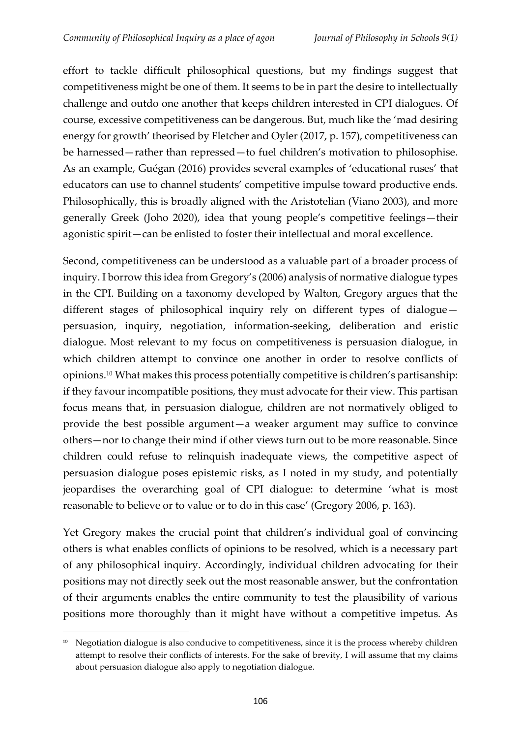effort to tackle difficult philosophical questions, but my findings suggest that competitiveness might be one of them. It seems to be in part the desire to intellectually challenge and outdo one another that keeps children interested in CPI dialogues. Of course, excessive competitiveness can be dangerous. But, much like the 'mad desiring energy for growth' theorised by Fletcher and Oyler (2017, p. 157), competitiveness can be harnessed—rather than repressed—to fuel children's motivation to philosophise. As an example, Guégan (2016) provides several examples of 'educational ruses' that educators can use to channel students' competitive impulse toward productive ends. Philosophically, this is broadly aligned with the Aristotelian (Viano 2003), and more generally Greek (Joho 2020), idea that young people's competitive feelings—their agonistic spirit—can be enlisted to foster their intellectual and moral excellence.

Second, competitiveness can be understood as a valuable part of a broader process of inquiry. I borrow this idea from Gregory's (2006) analysis of normative dialogue types in the CPI. Building on a taxonomy developed by Walton, Gregory argues that the different stages of philosophical inquiry rely on different types of dialogue—persuasion, inquiry, negotiation, information-seeking, deliberation and eristic dialogue. Most relevant to my focus on competitiveness is persuasion dialogue, in which children attempt to convince one another in order to resolve conflicts of opinions.[10] What makes this process potentially competitive is children's partisanship: if they favour incompatible positions, they must advocate for their view. This partisan focus means that, in persuasion dialogue, children are not normatively obliged to provide the best possible argument—a weaker argument may suffice to convince others—nor to change their mind if other views turn out to be more reasonable. Since children could refuse to relinquish inadequate views, the competitive aspect of persuasion dialogue poses epistemic risks, as I noted in my study, and potentially jeopardises the overarching goal of CPI dialogue: to determine 'what is most reasonable to believe or to value or to do in this case' (Gregory 2006, p. 163).

Yet Gregory makes the crucial point that children's individual goal of convincing others is what enables conflicts of opinions to be resolved, which is a necessary part of any philosophical inquiry. Accordingly, individual children advocating for their positions may not directly seek out the most reasonable answer, but the confrontation of their arguments enables the entire community to test the plausibility of various positions more thoroughly than it might have without a competitive impetus. As

[10] Negotiation dialogue is also conducive to competitiveness, since it is the process whereby children attempt to resolve their conflicts of interests. For the sake of brevity, I will assume that my claims about persuasion dialogue also apply to negotiation dialogue.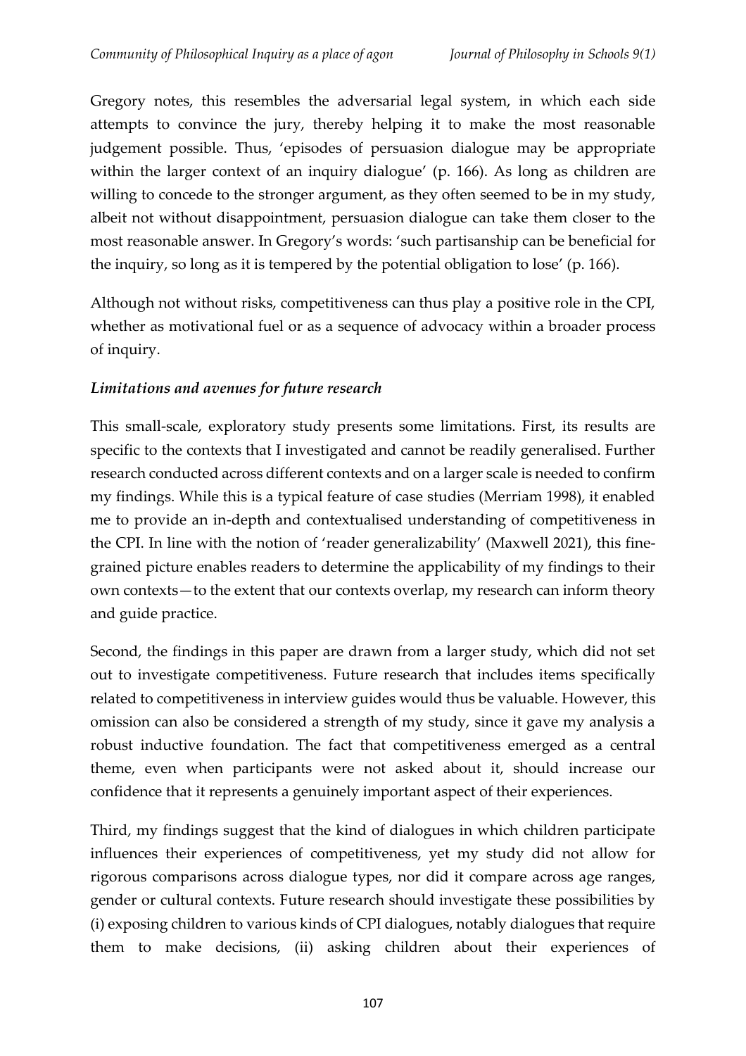Gregory notes, this resembles the adversarial legal system, in which each side attempts to convince the jury, thereby helping it to make the most reasonable judgement possible. Thus, 'episodes of persuasion dialogue may be appropriate within the larger context of an inquiry dialogue' (p. 166). As long as children are willing to concede to the stronger argument, as they often seemed to be in my study, albeit not without disappointment, persuasion dialogue can take them closer to the most reasonable answer. In Gregory's words: 'such partisanship can be beneficial for the inquiry, so long as it is tempered by the potential obligation to lose' (p. 166).

Although not without risks, competitiveness can thus play a positive role in the CPI, whether as motivational fuel or as a sequence of advocacy within a broader process of inquiry.

### *Limitations and avenues for future research*

This small-scale, exploratory study presents some limitations. First, its results are specific to the contexts that I investigated and cannot be readily generalised. Further research conducted across different contexts and on a larger scale is needed to confirm my findings. While this is a typical feature of case studies (Merriam 1998), it enabled me to provide an in-depth and contextualised understanding of competitiveness in the CPI. In line with the notion of 'reader generalizability' (Maxwell 2021), this fine-grained picture enables readers to determine the applicability of my findings to their own contexts—to the extent that our contexts overlap, my research can inform theory and guide practice.

Second, the findings in this paper are drawn from a larger study, which did not set out to investigate competitiveness. Future research that includes items specifically related to competitiveness in interview guides would thus be valuable. However, this omission can also be considered a strength of my study, since it gave my analysis a robust inductive foundation. The fact that competitiveness emerged as a central theme, even when participants were not asked about it, should increase our confidence that it represents a genuinely important aspect of their experiences.

Third, my findings suggest that the kind of dialogues in which children participate influences their experiences of competitiveness, yet my study did not allow for rigorous comparisons across dialogue types, nor did it compare across age ranges, gender or cultural contexts. Future research should investigate these possibilities by (i) exposing children to various kinds of CPI dialogues, notably dialogues that require them to make decisions, (ii) asking children about their experiences of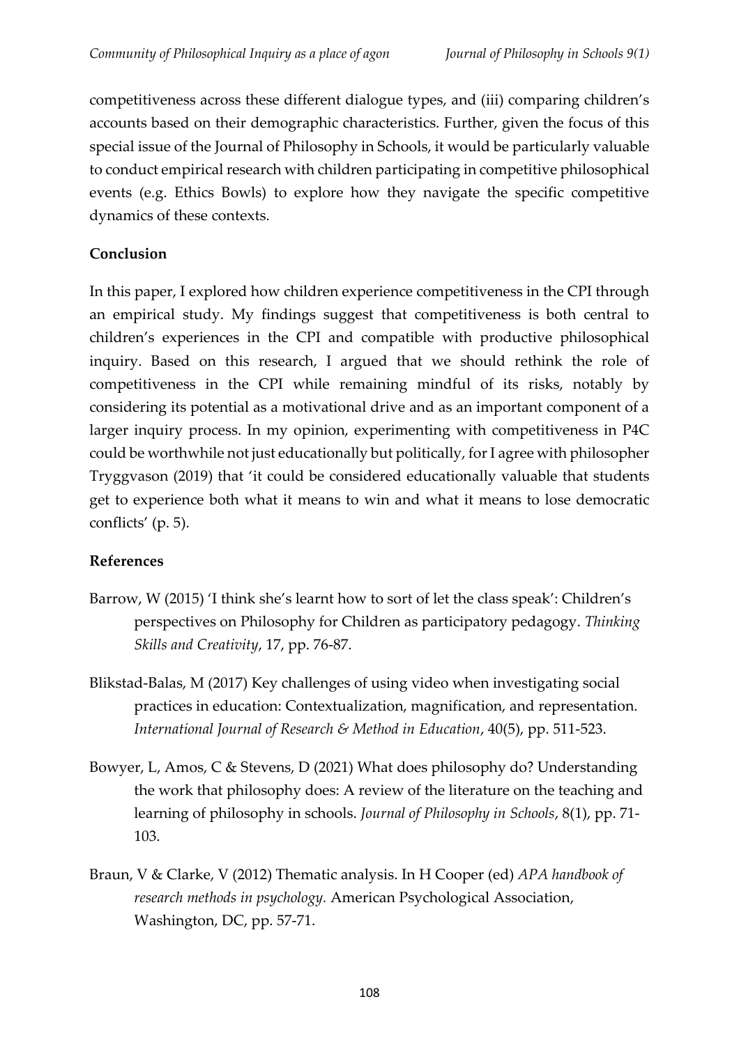competitiveness across these different dialogue types, and (iii) comparing children's accounts based on their demographic characteristics. Further, given the focus of this special issue of the Journal of Philosophy in Schools, it would be particularly valuable to conduct empirical research with children participating in competitive philosophical events (e.g. Ethics Bowls) to explore how they navigate the specific competitive dynamics of these contexts.

## Conclusion

In this paper, I explored how children experience competitiveness in the CPI through an empirical study. My findings suggest that competitiveness is both central to children's experiences in the CPI and compatible with productive philosophical inquiry. Based on this research, I argued that we should rethink the role of competitiveness in the CPI while remaining mindful of its risks, notably by considering its potential as a motivational drive and as an important component of a larger inquiry process. In my opinion, experimenting with competitiveness in P4C could be worthwhile not just educationally but politically, for I agree with philosopher Tryggvason (2019) that 'it could be considered educationally valuable that students get to experience both what it means to win and what it means to lose democratic conflicts' (p. 5).

## References

Barrow, W (2015) 'I think she's learnt how to sort of let the class speak': Children's perspectives on Philosophy for Children as participatory pedagogy. *Thinking Skills and Creativity*, 17, pp. 76-87.

Blikstad-Balas, M (2017) Key challenges of using video when investigating social practices in education: Contextualization, magnification, and representation. *International Journal of Research & Method in Education*, 40(5), pp. 511-523.

Bowyer, L, Amos, C & Stevens, D (2021) What does philosophy do? Understanding the work that philosophy does: A review of the literature on the teaching and learning of philosophy in schools. *Journal of Philosophy in Schools*, 8(1), pp. 71-103.

Braun, V & Clarke, V (2012) Thematic analysis. In H Cooper (ed) *APA handbook of research methods in psychology.* American Psychological Association, Washington, DC, pp. 57-71.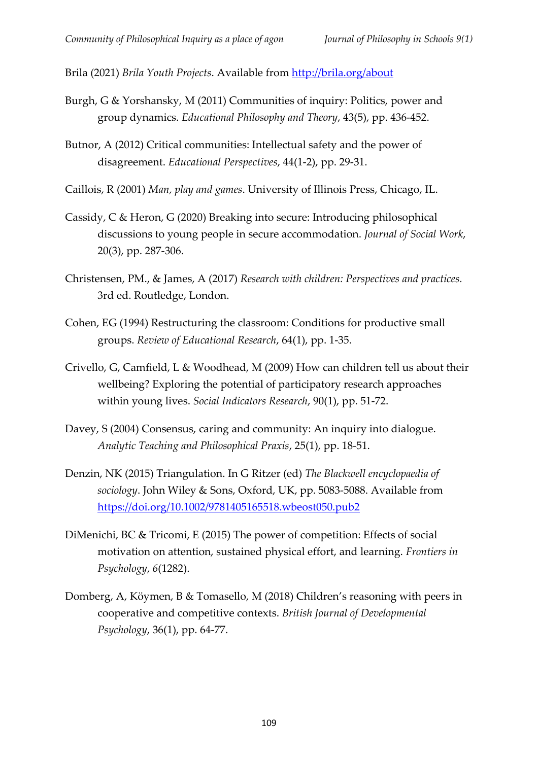Brila (2021) *Brila Youth Projects*. Available from http://brila.org/about

Burgh, G & Yorshansky, M (2011) Communities of inquiry: Politics, power and group dynamics. *Educational Philosophy and Theory*, 43(5), pp. 436-452.

Butnor, A (2012) Critical communities: Intellectual safety and the power of disagreement. *Educational Perspectives*, 44(1-2), pp. 29-31.

Caillois, R (2001) *Man, play and games*. University of Illinois Press, Chicago, IL.

Cassidy, C & Heron, G (2020) Breaking into secure: Introducing philosophical discussions to young people in secure accommodation. *Journal of Social Work*, 20(3), pp. 287-306.

Christensen, PM., & James, A (2017) *Research with children: Perspectives and practices.* 3rd ed. Routledge, London.

Cohen, EG (1994) Restructuring the classroom: Conditions for productive small groups. *Review of Educational Research*, 64(1), pp. 1-35.

Crivello, G, Camfield, L & Woodhead, M (2009) How can children tell us about their wellbeing? Exploring the potential of participatory research approaches within young lives. *Social Indicators Research*, 90(1), pp. 51-72.

Davey, S (2004) Consensus, caring and community: An inquiry into dialogue. *Analytic Teaching and Philosophical Praxis*, 25(1), pp. 18-51.

Denzin, NK (2015) Triangulation. In G Ritzer (ed) *The Blackwell encyclopaedia of sociology*. John Wiley & Sons, Oxford, UK, pp. 5083-5088. Available from https://doi.org/10.1002/9781405165518.wbeost050.pub2

DiMenichi, BC & Tricomi, E (2015) The power of competition: Effects of social motivation on attention, sustained physical effort, and learning. *Frontiers in Psychology*, *6*(1282).

Domberg, A, Köymen, B & Tomasello, M (2018) Children's reasoning with peers in cooperative and competitive contexts. *British Journal of Developmental Psychology*, 36(1), pp. 64-77.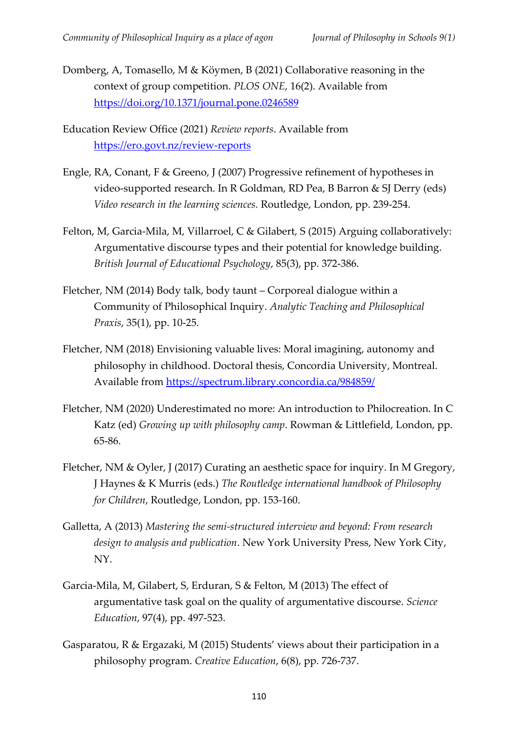Domberg, A, Tomasello, M & Köymen, B (2021) Collaborative reasoning in the context of group competition. *PLOS ONE*, 16(2). Available from https://doi.org/10.1371/journal.pone.0246589

Education Review Office (2021) *Review reports*. Available from https://ero.govt.nz/review-reports

Engle, RA, Conant, F & Greeno, J (2007) Progressive refinement of hypotheses in video-supported research. In R Goldman, RD Pea, B Barron & SJ Derry (eds) *Video research in the learning sciences.* Routledge, London, pp. 239-254.

Felton, M, Garcia-Mila, M, Villarroel, C & Gilabert, S (2015) Arguing collaboratively: Argumentative discourse types and their potential for knowledge building. *British Journal of Educational Psychology*, 85(3), pp. 372-386.

Fletcher, NM (2014) Body talk, body taunt – Corporeal dialogue within a Community of Philosophical Inquiry. *Analytic Teaching and Philosophical Praxis*, 35(1), pp. 10-25.

Fletcher, NM (2018) Envisioning valuable lives: Moral imagining, autonomy and philosophy in childhood. Doctoral thesis, Concordia University, Montreal. Available from https://spectrum.library.concordia.ca/984859/

Fletcher, NM (2020) Underestimated no more: An introduction to Philocreation. In C Katz (ed) *Growing up with philosophy camp*. Rowman & Littlefield, London, pp. 65-86.

Fletcher, NM & Oyler, J (2017) Curating an aesthetic space for inquiry. In M Gregory, J Haynes & K Murris (eds.) *The Routledge international handbook of Philosophy for Children*, Routledge, London, pp. 153-160.

Galletta, A (2013) *Mastering the semi-structured interview and beyond: From research design to analysis and publication*. New York University Press, New York City, NY.

Garcia-Mila, M, Gilabert, S, Erduran, S & Felton, M (2013) The effect of argumentative task goal on the quality of argumentative discourse. *Science Education*, 97(4), pp. 497-523.

Gasparatou, R & Ergazaki, M (2015) Students' views about their participation in a philosophy program. *Creative Education*, 6(8), pp. 726-737.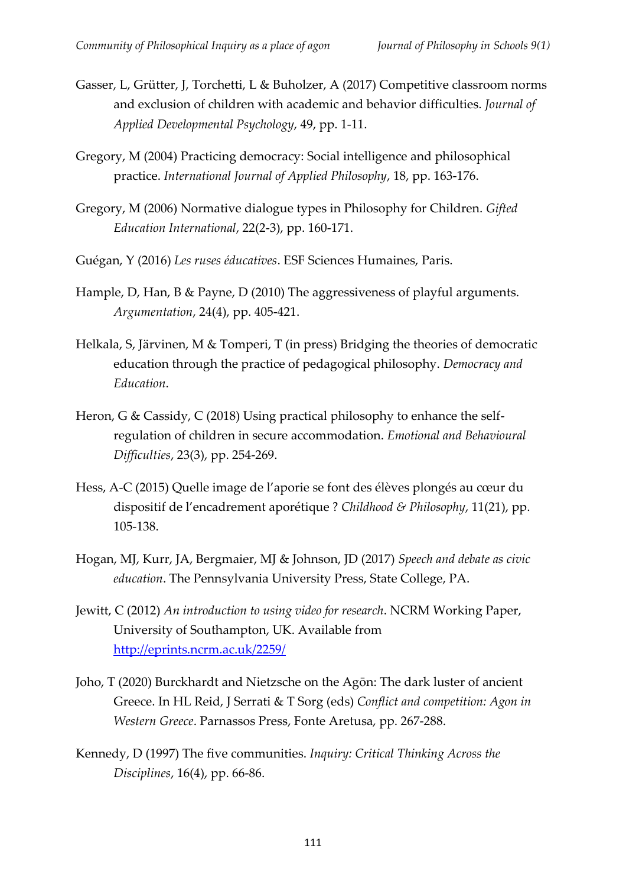Gasser, L, Grütter, J, Torchetti, L & Buholzer, A (2017) Competitive classroom norms and exclusion of children with academic and behavior difficulties. *Journal of Applied Developmental Psychology*, 49, pp. 1-11.

Gregory, M (2004) Practicing democracy: Social intelligence and philosophical practice. *International Journal of Applied Philosophy*, 18, pp. 163-176.

Gregory, M (2006) Normative dialogue types in Philosophy for Children. *Gifted Education International*, 22(2-3), pp. 160-171.

Guégan, Y (2016) *Les ruses éducatives*. ESF Sciences Humaines, Paris.

Hample, D, Han, B & Payne, D (2010) The aggressiveness of playful arguments. *Argumentation*, 24(4), pp. 405-421.

Helkala, S, Järvinen, M & Tomperi, T (in press) Bridging the theories of democratic education through the practice of pedagogical philosophy. *Democracy and Education*.

Heron, G & Cassidy, C (2018) Using practical philosophy to enhance the self-regulation of children in secure accommodation. *Emotional and Behavioural Difficulties*, 23(3), pp. 254-269.

Hess, A-C (2015) Quelle image de l'aporie se font des élèves plongés au cœur du dispositif de l'encadrement aporétique ? *Childhood & Philosophy*, 11(21), pp. 105-138.

Hogan, MJ, Kurr, JA, Bergmaier, MJ & Johnson, JD (2017) *Speech and debate as civic education*. The Pennsylvania University Press, State College, PA.

Jewitt, C (2012) *An introduction to using video for research*. NCRM Working Paper, University of Southampton, UK. Available from http://eprints.ncrm.ac.uk/2259/

Joho, T (2020) Burckhardt and Nietzsche on the Agōn: The dark luster of ancient Greece. In HL Reid, J Serrati & T Sorg (eds) *Conflict and competition: Agon in Western Greece*. Parnassos Press, Fonte Aretusa, pp. 267-288.

Kennedy, D (1997) The five communities. *Inquiry: Critical Thinking Across the Disciplines*, 16(4), pp. 66-86.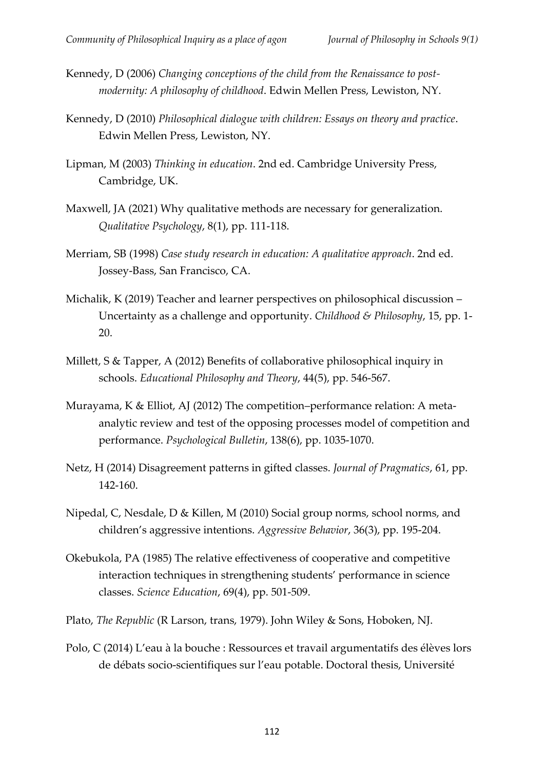Kennedy, D (2006) *Changing conceptions of the child from the Renaissance to post-modernity: A philosophy of childhood*. Edwin Mellen Press, Lewiston, NY.

Kennedy, D (2010) *Philosophical dialogue with children: Essays on theory and practice*. Edwin Mellen Press, Lewiston, NY.

Lipman, M (2003) *Thinking in education*. 2nd ed. Cambridge University Press, Cambridge, UK.

Maxwell, JA (2021) Why qualitative methods are necessary for generalization. *Qualitative Psychology*, 8(1), pp. 111-118.

Merriam, SB (1998) *Case study research in education: A qualitative approach*. 2nd ed. Jossey-Bass, San Francisco, CA.

Michalik, K (2019) Teacher and learner perspectives on philosophical discussion – Uncertainty as a challenge and opportunity. *Childhood & Philosophy*, 15, pp. 1-20.

Millett, S & Tapper, A (2012) Benefits of collaborative philosophical inquiry in schools. *Educational Philosophy and Theory*, 44(5), pp. 546-567.

Murayama, K & Elliot, AJ (2012) The competition–performance relation: A meta-analytic review and test of the opposing processes model of competition and performance. *Psychological Bulletin*, 138(6), pp. 1035-1070.

Netz, H (2014) Disagreement patterns in gifted classes. *Journal of Pragmatics*, 61, pp. 142-160.

Nipedal, C, Nesdale, D & Killen, M (2010) Social group norms, school norms, and children's aggressive intentions. *Aggressive Behavior*, 36(3), pp. 195-204.

Okebukola, PA (1985) The relative effectiveness of cooperative and competitive interaction techniques in strengthening students' performance in science classes. *Science Education*, 69(4), pp. 501-509.

Plato, *The Republic* (R Larson, trans, 1979). John Wiley & Sons, Hoboken, NJ.

Polo, C (2014) L'eau à la bouche : Ressources et travail argumentatifs des élèves lors de débats socio-scientifiques sur l'eau potable. Doctoral thesis, Université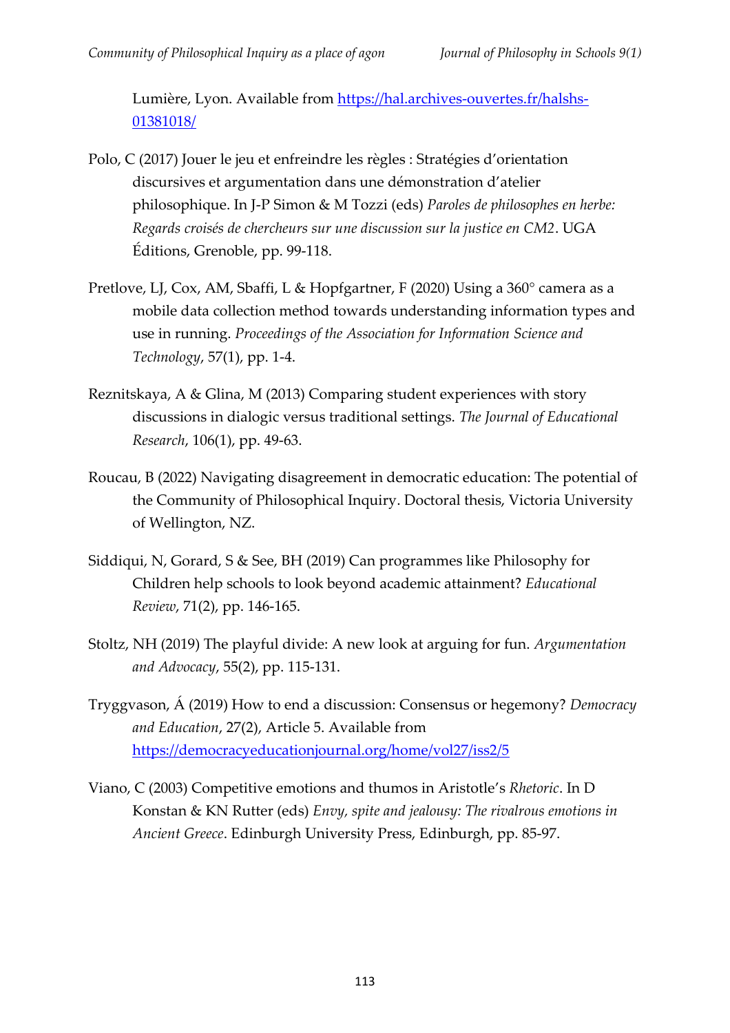Lumière, Lyon. Available from [https://hal.archives-ouvertes.fr/halshs-01381018/](https://hal.archives-ouvertes.fr/halshs-01381018/)

Polo, C (2017) Jouer le jeu et enfreindre les règles : Stratégies d'orientation discursives et argumentation dans une démonstration d'atelier philosophique. In J-P Simon & M Tozzi (eds) *Paroles de philosophes en herbe: Regards croisés de chercheurs sur une discussion sur la justice en CM2*. UGA Éditions, Grenoble, pp. 99-118.

Pretlove, LJ, Cox, AM, Sbaffi, L & Hopfgartner, F (2020) Using a 360° camera as a mobile data collection method towards understanding information types and use in running. *Proceedings of the Association for Information Science and Technology*, 57(1), pp. 1-4.

Reznitskaya, A & Glina, M (2013) Comparing student experiences with story discussions in dialogic versus traditional settings. *The Journal of Educational Research*, 106(1), pp. 49-63.

Roucau, B (2022) Navigating disagreement in democratic education: The potential of the Community of Philosophical Inquiry. Doctoral thesis, Victoria University of Wellington, NZ.

Siddiqui, N, Gorard, S & See, BH (2019) Can programmes like Philosophy for Children help schools to look beyond academic attainment? *Educational Review*, 71(2), pp. 146-165.

Stoltz, NH (2019) The playful divide: A new look at arguing for fun. *Argumentation and Advocacy*, 55(2), pp. 115-131.

Tryggvason, Á (2019) How to end a discussion: Consensus or hegemony? *Democracy and Education*, 27(2), Article 5. Available from [https://democracyeducationjournal.org/home/vol27/iss2/5](https://democracyeducationjournal.org/home/vol27/iss2/5)

Viano, C (2003) Competitive emotions and thumos in Aristotle's *Rhetoric*. In D Konstan & KN Rutter (eds) *Envy, spite and jealousy: The rivalrous emotions in Ancient Greece*. Edinburgh University Press, Edinburgh, pp. 85-97.